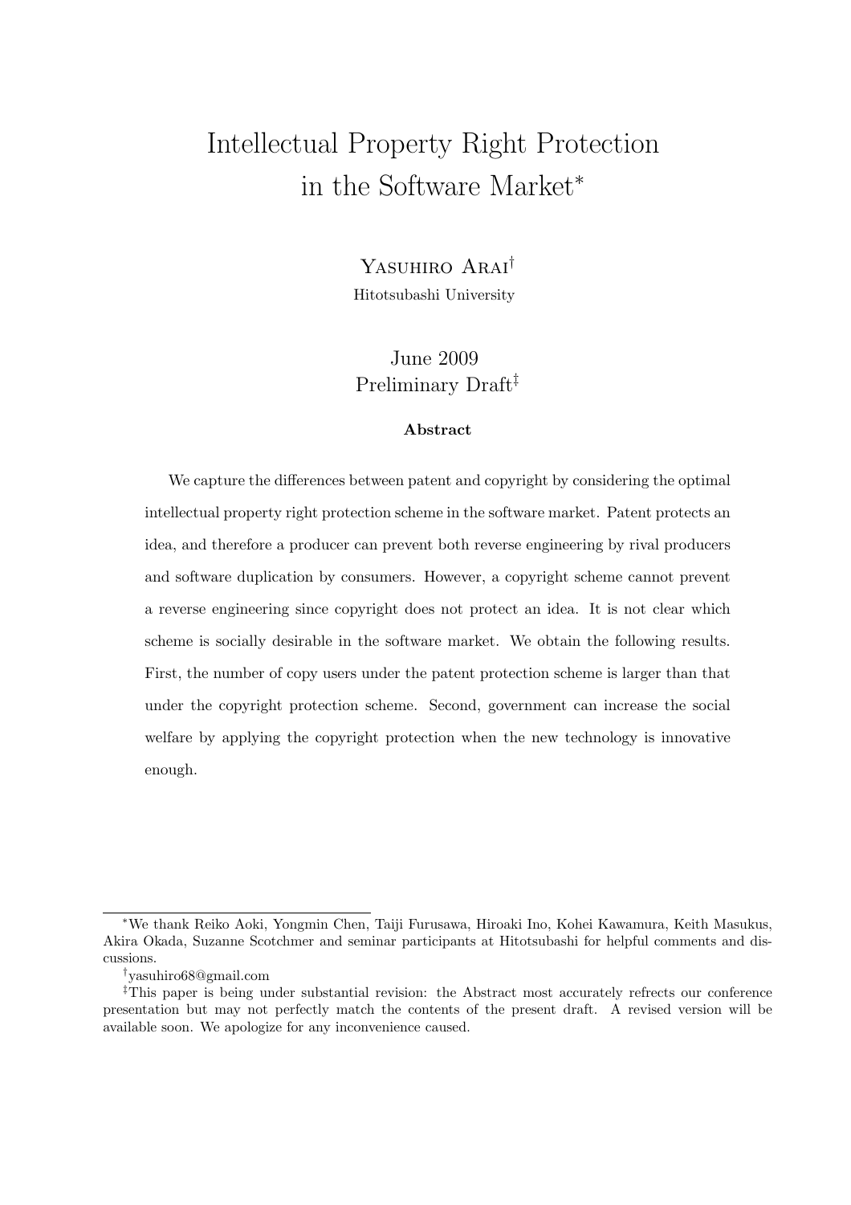# Intellectual Property Right Protection in the Software Market*

Yasuhiro Arai†

Hitotsubashi University

June 2009

Preliminary Draft‡

**Abstract**

We capture the differences between patent and copyright by considering the optimal intellectual property right protection scheme in the software market. Patent protects an idea, and therefore a producer can prevent both reverse engineering by rival producers and software duplication by consumers. However, a copyright scheme cannot prevent a reverse engineering since copyright does not protect an idea. It is not clear which scheme is socially desirable in the software market. We obtain the following results. First, the number of copy users under the patent protection scheme is larger than that under the copyright protection scheme. Second, government can increase the social welfare by applying the copyright protection when the new technology is innovative enough.

---

*We thank Reiko Aoki, Yongmin Chen, Taiji Furusawa, Hiroaki Ino, Kohei Kawamura, Keith Masukus, Akira Okada, Suzanne Scotchmer and seminar participants at Hitotsubashi for helpful comments and discussions.

†yasuhiro68@gmail.com

‡This paper is being under substantial revision: the Abstract most accurately refrects our conference presentation but may not perfectly match the contents of the present draft. A revised version will be available soon. We apologize for any inconvenience caused.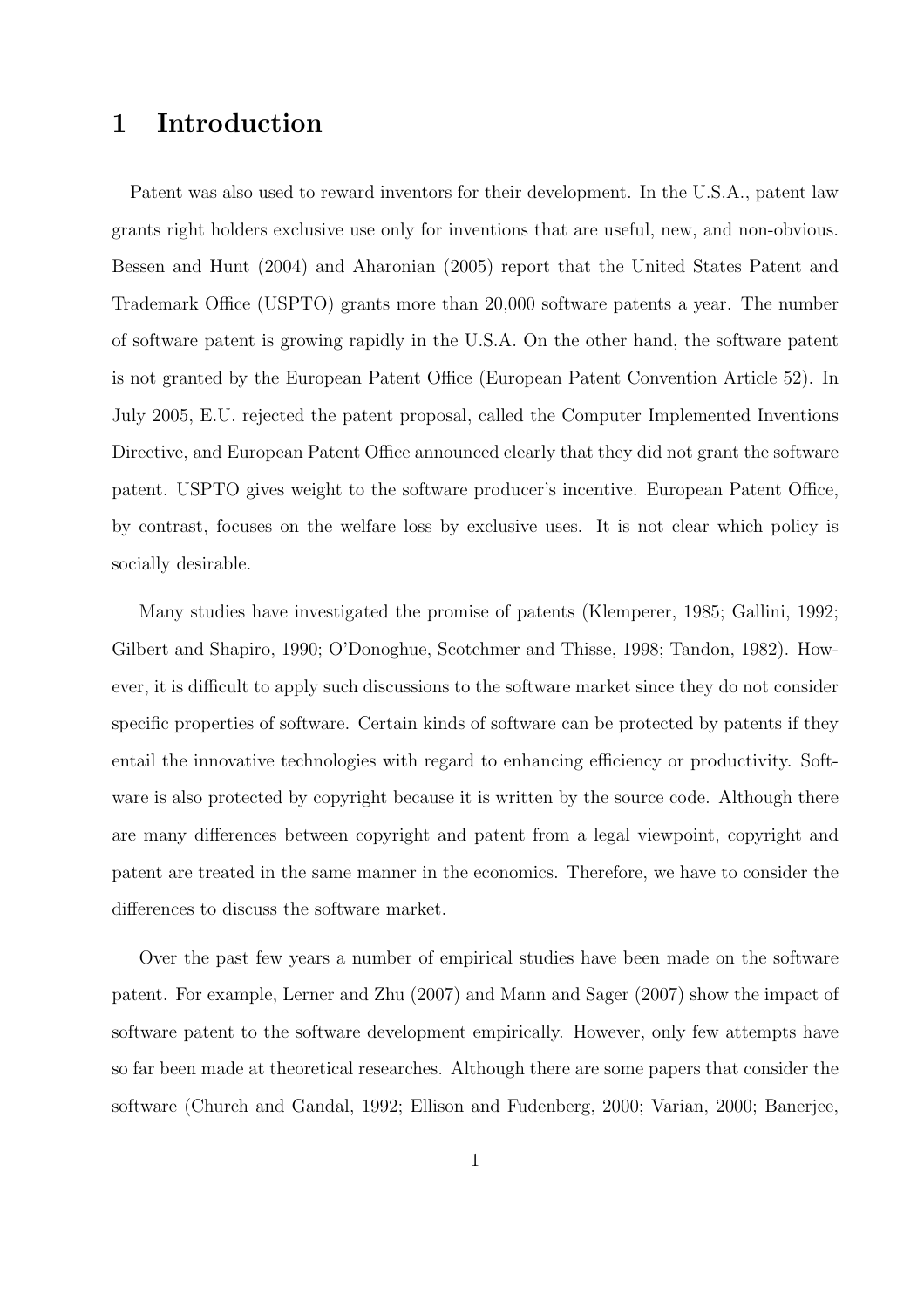# 1 Introduction

Patent was also used to reward inventors for their development. In the U.S.A., patent law grants right holders exclusive use only for inventions that are useful, new, and non-obvious. Bessen and Hunt (2004) and Aharonian (2005) report that the United States Patent and Trademark Office (USPTO) grants more than 20,000 software patents a year. The number of software patent is growing rapidly in the U.S.A. On the other hand, the software patent is not granted by the European Patent Office (European Patent Convention Article 52). In July 2005, E.U. rejected the patent proposal, called the Computer Implemented Inventions Directive, and European Patent Office announced clearly that they did not grant the software patent. USPTO gives weight to the software producer's incentive. European Patent Office, by contrast, focuses on the welfare loss by exclusive uses. It is not clear which policy is socially desirable.

Many studies have investigated the promise of patents (Klemperer, 1985; Gallini, 1992; Gilbert and Shapiro, 1990; O'Donoghue, Scotchmer and Thisse, 1998; Tandon, 1982). However, it is difficult to apply such discussions to the software market since they do not consider specific properties of software. Certain kinds of software can be protected by patents if they entail the innovative technologies with regard to enhancing efficiency or productivity. Software is also protected by copyright because it is written by the source code. Although there are many differences between copyright and patent from a legal viewpoint, copyright and patent are treated in the same manner in the economics. Therefore, we have to consider the differences to discuss the software market.

Over the past few years a number of empirical studies have been made on the software patent. For example, Lerner and Zhu (2007) and Mann and Sager (2007) show the impact of software patent to the software development empirically. However, only few attempts have so far been made at theoretical researches. Although there are some papers that consider the software (Church and Gandal, 1992; Ellison and Fudenberg, 2000; Varian, 2000; Banerjee,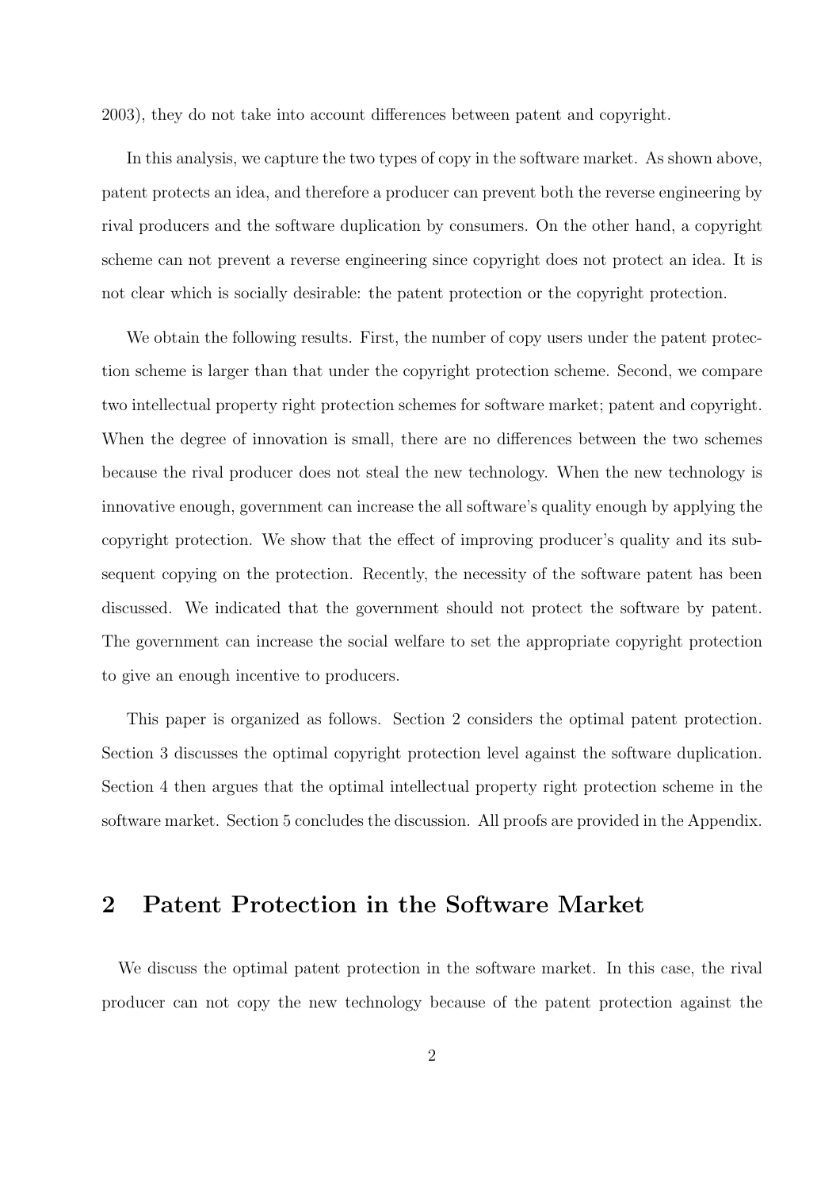2003), they do not take into account differences between patent and copyright.

In this analysis, we capture the two types of copy in the software market. As shown above, patent protects an idea, and therefore a producer can prevent both the reverse engineering by rival producers and the software duplication by consumers. On the other hand, a copyright scheme can not prevent a reverse engineering since copyright does not protect an idea. It is not clear which is socially desirable: the patent protection or the copyright protection.

We obtain the following results. First, the number of copy users under the patent protection scheme is larger than that under the copyright protection scheme. Second, we compare two intellectual property right protection schemes for software market; patent and copyright. When the degree of innovation is small, there are no differences between the two schemes because the rival producer does not steal the new technology. When the new technology is innovative enough, government can increase the all software's quality enough by applying the copyright protection. We show that the effect of improving producer's quality and its subsequent copying on the protection. Recently, the necessity of the software patent has been discussed. We indicated that the government should not protect the software by patent. The government can increase the social welfare to set the appropriate copyright protection to give an enough incentive to producers.

This paper is organized as follows. Section 2 considers the optimal patent protection. Section 3 discusses the optimal copyright protection level against the software duplication. Section 4 then argues that the optimal intellectual property right protection scheme in the software market. Section 5 concludes the discussion. All proofs are provided in the Appendix.

## 2 Patent Protection in the Software Market

We discuss the optimal patent protection in the software market. In this case, the rival producer can not copy the new technology because of the patent protection against the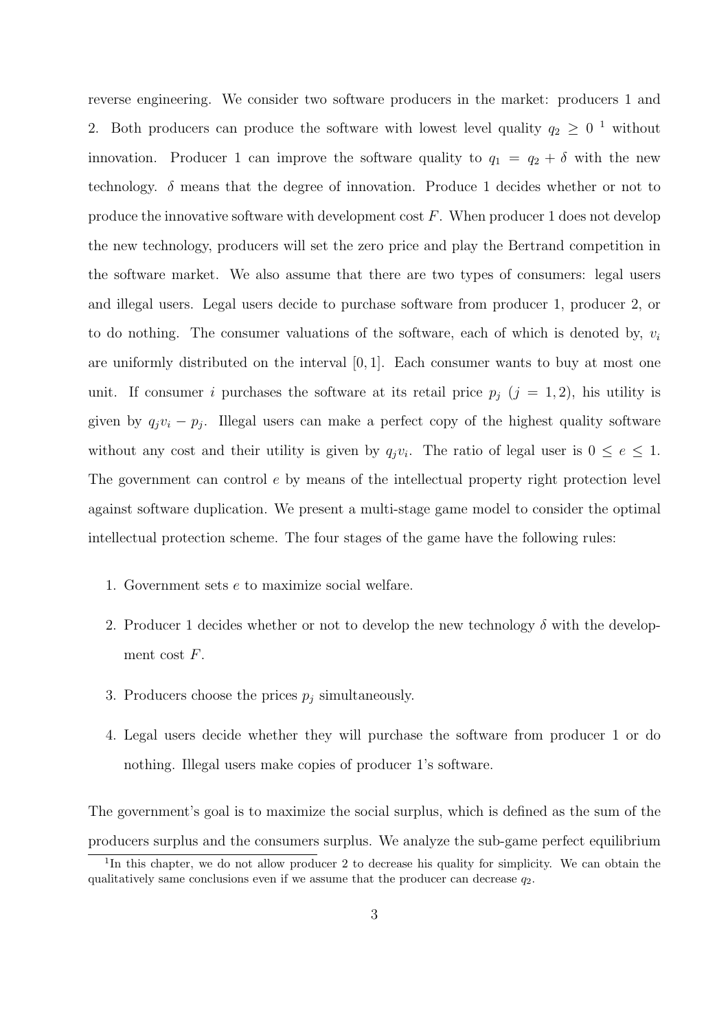reverse engineering. We consider two software producers in the market: producers 1 and 2. Both producers can produce the software with lowest level quality $q_2 \geq 0$ [1] without innovation. Producer 1 can improve the software quality to $q_1 = q_2 + \delta$ with the new technology. $\delta$ means that the degree of innovation. Produce 1 decides whether or not to produce the innovative software with development cost $F$. When producer 1 does not develop the new technology, producers will set the zero price and play the Bertrand competition in the software market. We also assume that there are two types of consumers: legal users and illegal users. Legal users decide to purchase software from producer 1, producer 2, or to do nothing. The consumer valuations of the software, each of which is denoted by, $v_i$ are uniformly distributed on the interval $[0, 1]$. Each consumer wants to buy at most one unit. If consumer $i$ purchases the software at its retail price $p_j$ ($j = 1, 2$), his utility is given by $q_j v_i - p_j$. Illegal users can make a perfect copy of the highest quality software without any cost and their utility is given by $q_j v_i$. The ratio of legal user is $0 \leq e \leq 1$. The government can control $e$ by means of the intellectual property right protection level against software duplication. We present a multi-stage game model to consider the optimal intellectual protection scheme. The four stages of the game have the following rules:

1. Government sets $e$ to maximize social welfare.
2. Producer 1 decides whether or not to develop the new technology $\delta$ with the development cost $F$.
3. Producers choose the prices $p_j$ simultaneously.
4. Legal users decide whether they will purchase the software from producer 1 or do nothing. Illegal users make copies of producer 1's software.

The government's goal is to maximize the social surplus, which is defined as the sum of the producers surplus and the consumers surplus. We analyze the sub-game perfect equilibrium

[1] In this chapter, we do not allow producer 2 to decrease his quality for simplicity. We can obtain the qualitatively same conclusions even if we assume that the producer can decrease $q_2$.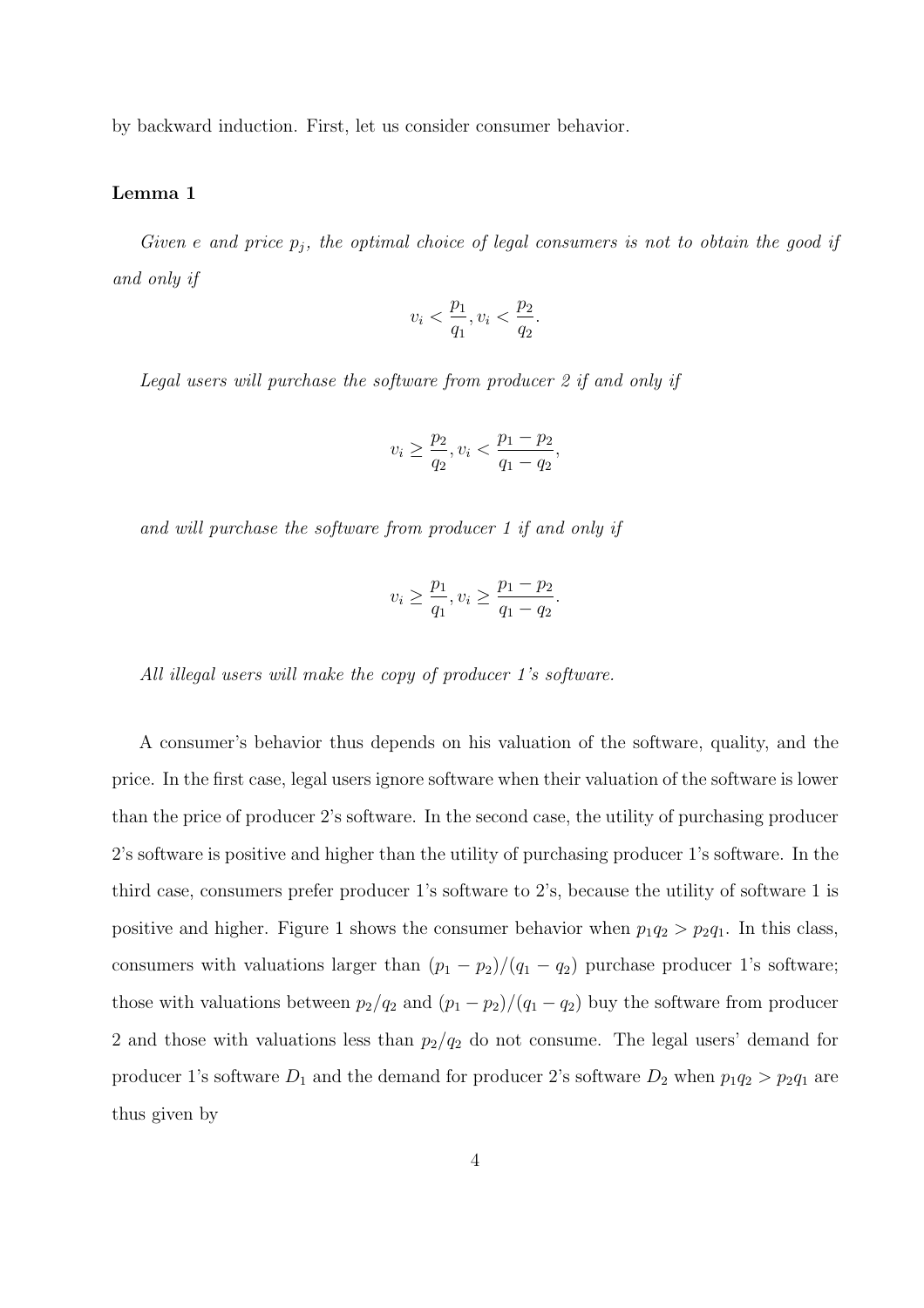by backward induction. First, let us consider consumer behavior.

#### Lemma 1

*Given $e$ and price $p_j$, the optimal choice of legal consumers is not to obtain the good if and only if*

$$v_i < \frac{p_1}{q_1}, v_i < \frac{p_2}{q_2}.$$

*Legal users will purchase the software from producer 2 if and only if*

$$v_i \geq \frac{p_2}{q_2}, v_i < \frac{p_1 - p_2}{q_1 - q_2},$$

*and will purchase the software from producer 1 if and only if*

$$v_i \geq \frac{p_1}{q_1}, v_i \geq \frac{p_1 - p_2}{q_1 - q_2}.$$

*All illegal users will make the copy of producer 1's software.*

A consumer's behavior thus depends on his valuation of the software, quality, and the price. In the first case, legal users ignore software when their valuation of the software is lower than the price of producer 2's software. In the second case, the utility of purchasing producer 2's software is positive and higher than the utility of purchasing producer 1's software. In the third case, consumers prefer producer 1's software to 2's, because the utility of software 1 is positive and higher. Figure 1 shows the consumer behavior when $p_1q_2 > p_2q_1$. In this class, consumers with valuations larger than $(p_1 - p_2)/(q_1 - q_2)$ purchase producer 1's software; those with valuations between $p_2/q_2$ and $(p_1 - p_2)/(q_1 - q_2)$ buy the software from producer 2 and those with valuations less than $p_2/q_2$ do not consume. The legal users' demand for producer 1's software $D_1$ and the demand for producer 2's software $D_2$ when $p_1q_2 > p_2q_1$ are thus given by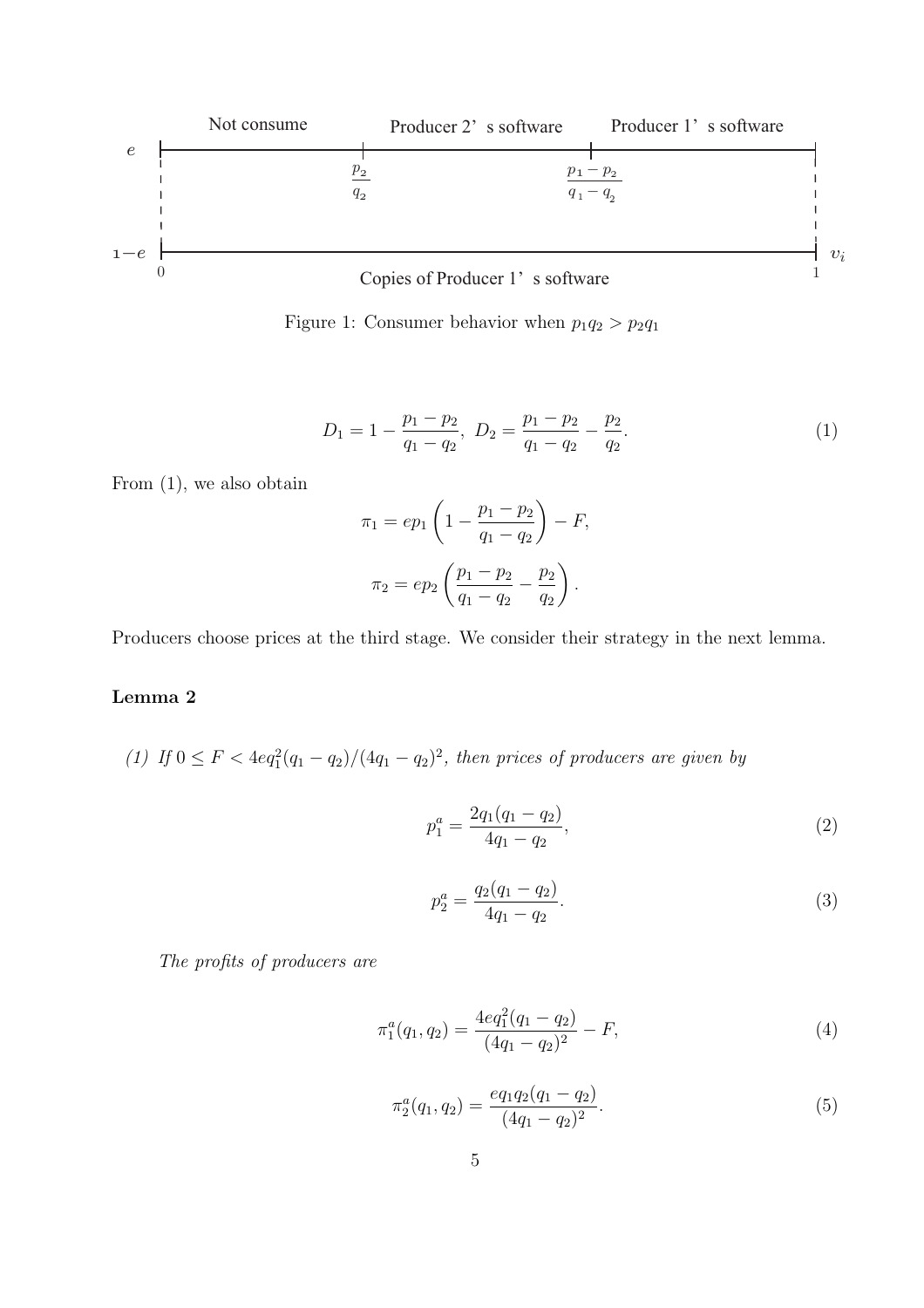Figure 1: Consumer behavior when $p_1q_2 > p_2q_1$

$$D_1 = 1 - \frac{p_1 - p_2}{q_1 - q_2}, \; D_2 = \frac{p_1 - p_2}{q_1 - q_2} - \frac{p_2}{q_2}. \tag{1}$$

From (1), we also obtain

$$\pi_1 = ep_1 \left(1 - \frac{p_1 - p_2}{q_1 - q_2}\right) - F,$$

$$\pi_2 = ep_2 \left(\frac{p_1 - p_2}{q_1 - q_2} - \frac{p_2}{q_2}\right).$$

Producers choose prices at the third stage. We consider their strategy in the next lemma.

**Lemma 2**

*(1) If $0 \leq F < 4eq_1^2(q_1 - q_2)/(4q_1 - q_2)^2$, then prices of producers are given by*

$$p_1^a = \frac{2q_1(q_1 - q_2)}{4q_1 - q_2}, \tag{2}$$

$$p_2^a = \frac{q_2(q_1 - q_2)}{4q_1 - q_2}. \tag{3}$$

*The profits of producers are*

$$\pi_1^a(q_1, q_2) = \frac{4eq_1^2(q_1 - q_2)}{(4q_1 - q_2)^2} - F, \tag{4}$$

$$\pi_2^a(q_1, q_2) = \frac{eq_1q_2(q_1 - q_2)}{(4q_1 - q_2)^2}. \tag{5}$$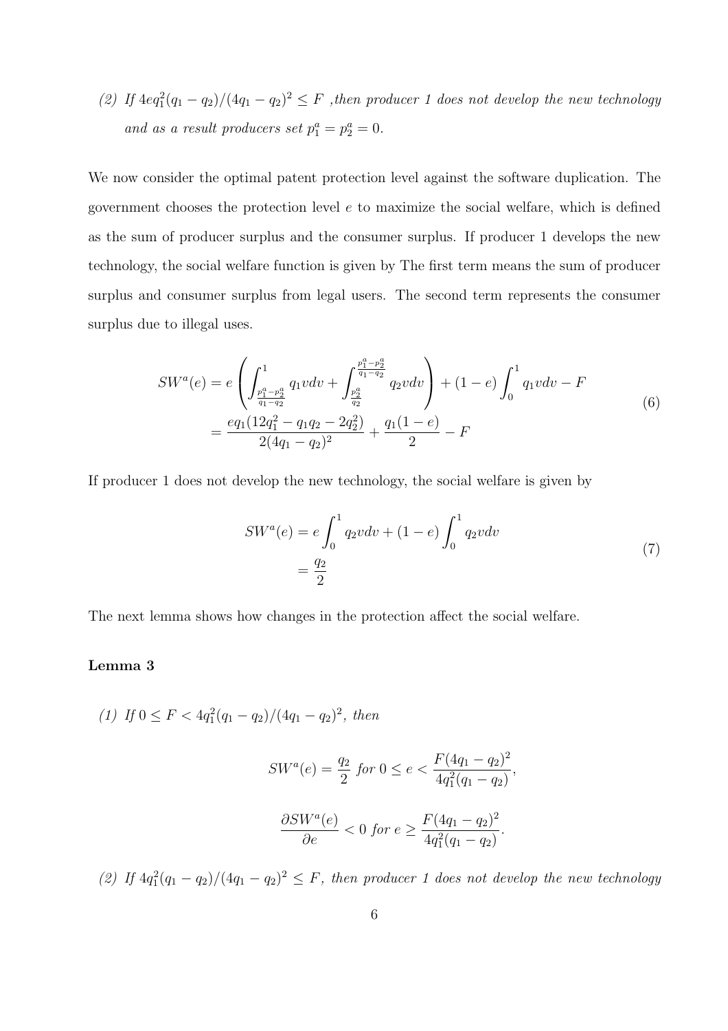*(2) If $4eq_1^2(q_1-q_2)/(4q_1-q_2)^2 \leq F$ ,then producer 1 does not develop the new technology and as a result producers set $p_1^a = p_2^a = 0$.*

We now consider the optimal patent protection level against the software duplication. The government chooses the protection level $e$ to maximize the social welfare, which is defined as the sum of producer surplus and the consumer surplus. If producer 1 develops the new technology, the social welfare function is given by The first term means the sum of producer surplus and consumer surplus from legal users. The second term represents the consumer surplus due to illegal uses.

$$
\begin{aligned}
SW^a(e) &= e\left(\int_{\frac{p_1^a-p_2^a}{q_1-q_2}}^{1} q_1 v dv + \int_{\frac{p_2^a}{q_2}}^{\frac{p_1^a-p_2^a}{q_1-q_2}} q_2 v dv\right) + (1-e)\int_0^1 q_1 v dv - F \\
&= \frac{eq_1(12q_1^2 - q_1q_2 - 2q_2^2)}{2(4q_1-q_2)^2} + \frac{q_1(1-e)}{2} - F
\end{aligned}
\tag{6}
$$

If producer 1 does not develop the new technology, the social welfare is given by

$$
\begin{aligned}
SW^a(e) &= e\int_0^1 q_2 v dv + (1-e)\int_0^1 q_2 v dv \\
&= \frac{q_2}{2}
\end{aligned}
\tag{7}
$$

The next lemma shows how changes in the protection affect the social welfare.

**Lemma 3**

*(1) If $0 \leq F < 4q_1^2(q_1-q_2)/(4q_1-q_2)^2$, then*

$$
SW^a(e) = \frac{q_2}{2} \text{ for } 0 \leq e < \frac{F(4q_1-q_2)^2}{4q_1^2(q_1-q_2)},
$$

$$
\frac{\partial SW^a(e)}{\partial e} < 0 \text{ for } e \geq \frac{F(4q_1-q_2)^2}{4q_1^2(q_1-q_2)}.
$$

*(2) If $4q_1^2(q_1-q_2)/(4q_1-q_2)^2 \leq F$, then producer 1 does not develop the new technology*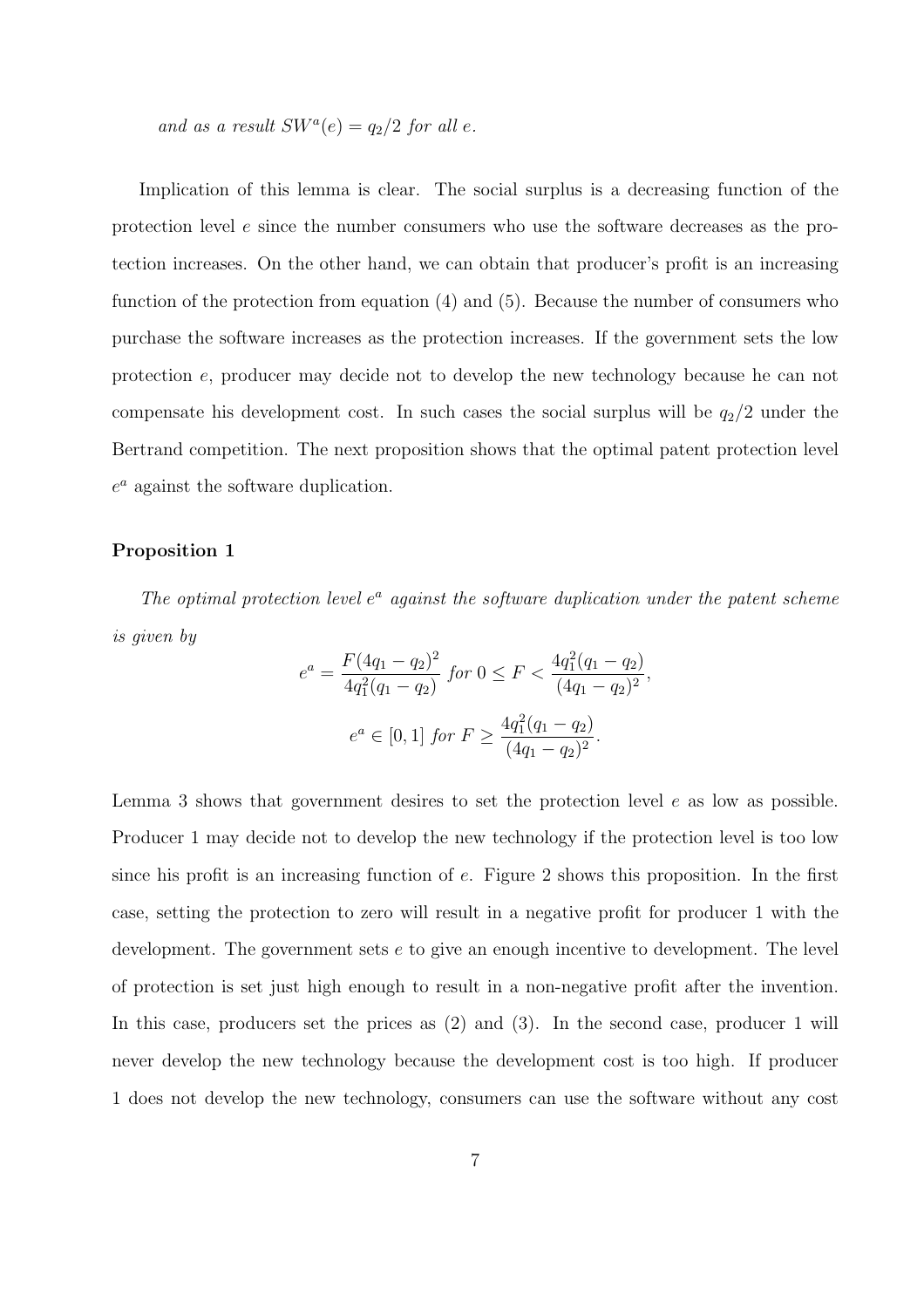*and as a result $SW^a(e) = q_2/2$ for all $e$.*

Implication of this lemma is clear. The social surplus is a decreasing function of the protection level $e$ since the number consumers who use the software decreases as the protection increases. On the other hand, we can obtain that producer's profit is an increasing function of the protection from equation (4) and (5). Because the number of consumers who purchase the software increases as the protection increases. If the government sets the low protection $e$, producer may decide not to develop the new technology because he can not compensate his development cost. In such cases the social surplus will be $q_2/2$ under the Bertrand competition. The next proposition shows that the optimal patent protection level $e^a$ against the software duplication.

**Proposition 1**

*The optimal protection level $e^a$ against the software duplication under the patent scheme is given by*

$$e^a = \frac{F(4q_1 - q_2)^2}{4q_1^2(q_1 - q_2)} \text{ for } 0 \leq F < \frac{4q_1^2(q_1 - q_2)}{(4q_1 - q_2)^2},$$

$$e^a \in [0, 1] \text{ for } F \geq \frac{4q_1^2(q_1 - q_2)}{(4q_1 - q_2)^2}.$$

Lemma 3 shows that government desires to set the protection level $e$ as low as possible. Producer 1 may decide not to develop the new technology if the protection level is too low since his profit is an increasing function of $e$. Figure 2 shows this proposition. In the first case, setting the protection to zero will result in a negative profit for producer 1 with the development. The government sets $e$ to give an enough incentive to development. The level of protection is set just high enough to result in a non-negative profit after the invention. In this case, producers set the prices as (2) and (3). In the second case, producer 1 will never develop the new technology because the development cost is too high. If producer 1 does not develop the new technology, consumers can use the software without any cost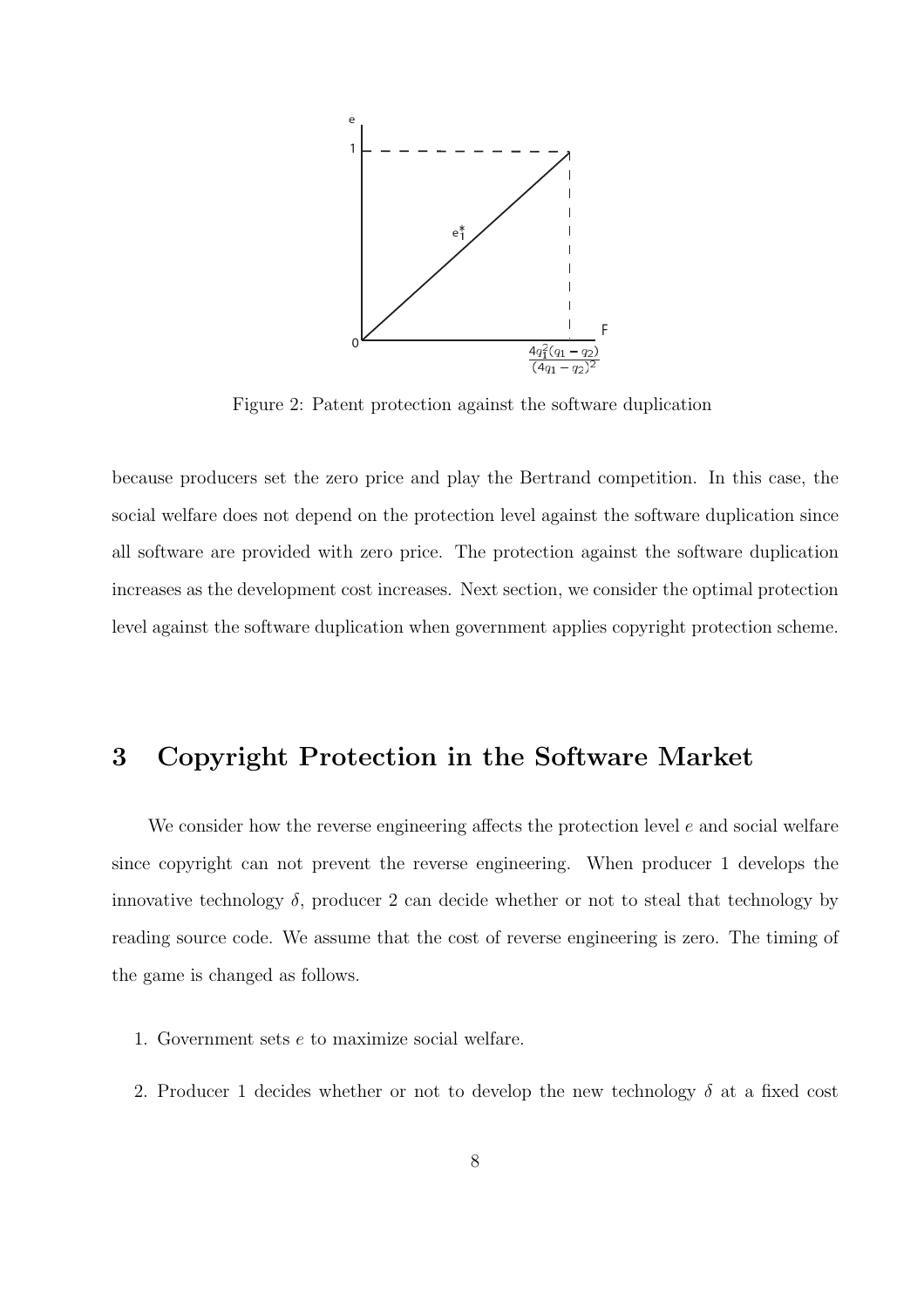Figure 2: Patent protection against the software duplication

because producers set the zero price and play the Bertrand competition. In this case, the social welfare does not depend on the protection level against the software duplication since all software are provided with zero price. The protection against the software duplication increases as the development cost increases. Next section, we consider the optimal protection level against the software duplication when government applies copyright protection scheme.

# 3 Copyright Protection in the Software Market

We consider how the reverse engineering affects the protection level $e$ and social welfare since copyright can not prevent the reverse engineering. When producer 1 develops the innovative technology $\delta$, producer 2 can decide whether or not to steal that technology by reading source code. We assume that the cost of reverse engineering is zero. The timing of the game is changed as follows.

1. Government sets $e$ to maximize social welfare.
2. Producer 1 decides whether or not to develop the new technology $\delta$ at a fixed cost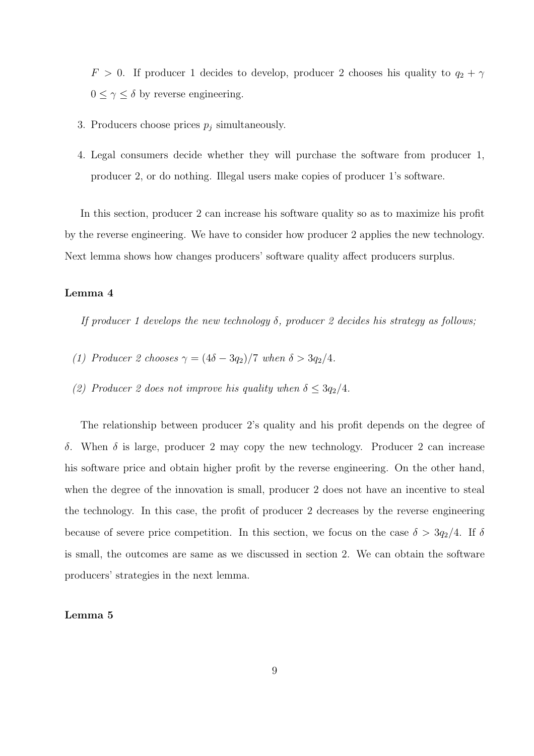$F > 0$. If producer 1 decides to develop, producer 2 chooses his quality to $q_2 + \gamma$ $0 \leq \gamma \leq \delta$ by reverse engineering.

3. Producers choose prices $p_j$ simultaneously.

4. Legal consumers decide whether they will purchase the software from producer 1, producer 2, or do nothing. Illegal users make copies of producer 1's software.

In this section, producer 2 can increase his software quality so as to maximize his profit by the reverse engineering. We have to consider how producer 2 applies the new technology. Next lemma shows how changes producers' software quality affect producers surplus.

**Lemma 4**

*If producer 1 develops the new technology $\delta$, producer 2 decides his strategy as follows;*

*(1) Producer 2 chooses $\gamma = (4\delta - 3q_2)/7$ when $\delta > 3q_2/4$.*

*(2) Producer 2 does not improve his quality when $\delta \leq 3q_2/4$.*

The relationship between producer 2's quality and his profit depends on the degree of $\delta$. When $\delta$ is large, producer 2 may copy the new technology. Producer 2 can increase his software price and obtain higher profit by the reverse engineering. On the other hand, when the degree of the innovation is small, producer 2 does not have an incentive to steal the technology. In this case, the profit of producer 2 decreases by the reverse engineering because of severe price competition. In this section, we focus on the case $\delta > 3q_2/4$. If $\delta$ is small, the outcomes are same as we discussed in section 2. We can obtain the software producers' strategies in the next lemma.

**Lemma 5**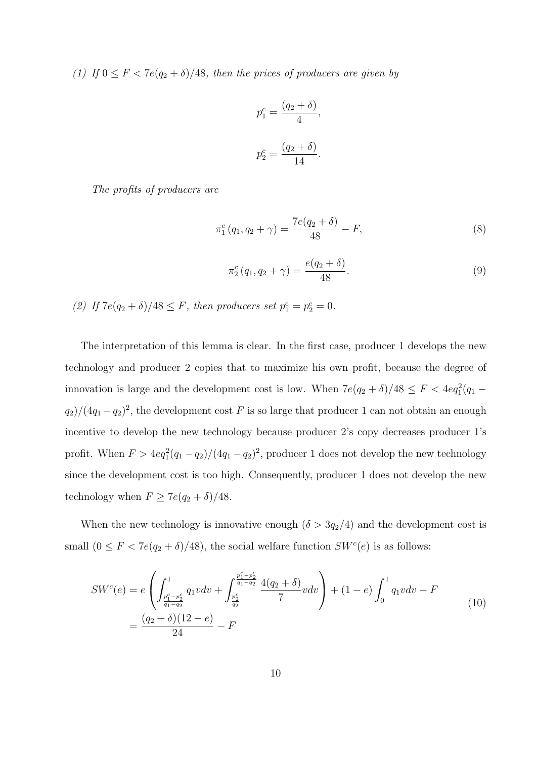*(1) If $0 \leq F < 7e(q_2 + \delta)/48$, then the prices of producers are given by*

$$p_1^c = \frac{(q_2 + \delta)}{4},$$

$$p_2^c = \frac{(q_2 + \delta)}{14}.$$

*The profits of producers are*

$$\pi_1^c(q_1, q_2 + \gamma) = \frac{7e(q_2 + \delta)}{48} - F, \tag{8}$$

$$\pi_2^c(q_1, q_2 + \gamma) = \frac{e(q_2 + \delta)}{48}. \tag{9}$$

*(2) If $7e(q_2 + \delta)/48 \leq F$, then producers set $p_1^c = p_2^c = 0$.*

The interpretation of this lemma is clear. In the first case, producer 1 develops the new technology and producer 2 copies that to maximize his own profit, because the degree of innovation is large and the development cost is low. When $7e(q_2 + \delta)/48 \leq F < 4eq_1^2(q_1 - q_2)/(4q_1 - q_2)^2$, the development cost $F$ is so large that producer 1 can not obtain an enough incentive to develop the new technology because producer 2's copy decreases producer 1's profit. When $F > 4eq_1^2(q_1 - q_2)/(4q_1 - q_2)^2$, producer 1 does not develop the new technology since the development cost is too high. Consequently, producer 1 does not develop the new technology when $F \geq 7e(q_2 + \delta)/48$.

When the new technology is innovative enough ($\delta > 3q_2/4$) and the development cost is small ($0 \leq F < 7e(q_2 + \delta)/48$), the social welfare function $SW^c(e)$ is as follows:

$$\begin{aligned} SW^c(e) &= e\left(\int_{\frac{p_1^c - p_2^c}{q_1 - q_2}}^{1} q_1 v dv + \int_{\frac{p_2^c}{q_2}}^{\frac{p_1^c - p_2^c}{q_1 - q_2}} \frac{4(q_2 + \delta)}{7} v dv\right) + (1 - e)\int_0^1 q_1 v dv - F \\ &= \frac{(q_2 + \delta)(12 - e)}{24} - F \end{aligned} \tag{10}$$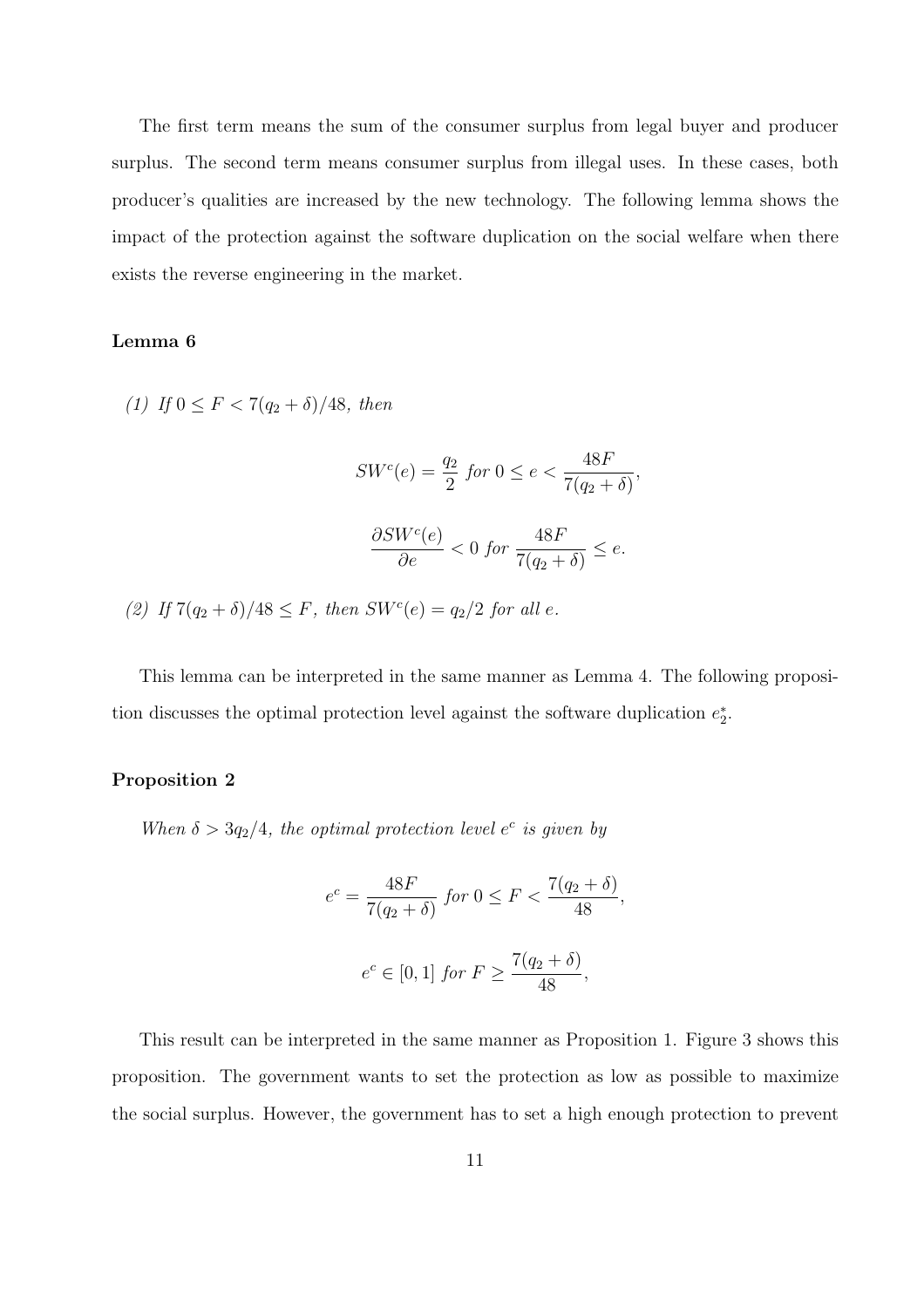The first term means the sum of the consumer surplus from legal buyer and producer surplus. The second term means consumer surplus from illegal uses. In these cases, both producer's qualities are increased by the new technology. The following lemma shows the impact of the protection against the software duplication on the social welfare when there exists the reverse engineering in the market.

**Lemma 6**

*(1) If $0 \leq F < 7(q_2 + \delta)/48$, then*

$$SW^c(e) = \frac{q_2}{2} \ for \ 0 \leq e < \frac{48F}{7(q_2 + \delta)},$$

$$\frac{\partial SW^c(e)}{\partial e} < 0 \ for \ \frac{48F}{7(q_2 + \delta)} \leq e.$$

*(2) If $7(q_2 + \delta)/48 \leq F$, then $SW^c(e) = q_2/2$ for all $e$.*

This lemma can be interpreted in the same manner as Lemma 4. The following proposition discusses the optimal protection level against the software duplication $e_2^*$.

**Proposition 2**

*When $\delta > 3q_2/4$, the optimal protection level $e^c$ is given by*

$$e^c = \frac{48F}{7(q_2 + \delta)} \ for \ 0 \leq F < \frac{7(q_2 + \delta)}{48},$$

$$e^c \in [0, 1] \ for \ F \geq \frac{7(q_2 + \delta)}{48},$$

This result can be interpreted in the same manner as Proposition 1. Figure 3 shows this proposition. The government wants to set the protection as low as possible to maximize the social surplus. However, the government has to set a high enough protection to prevent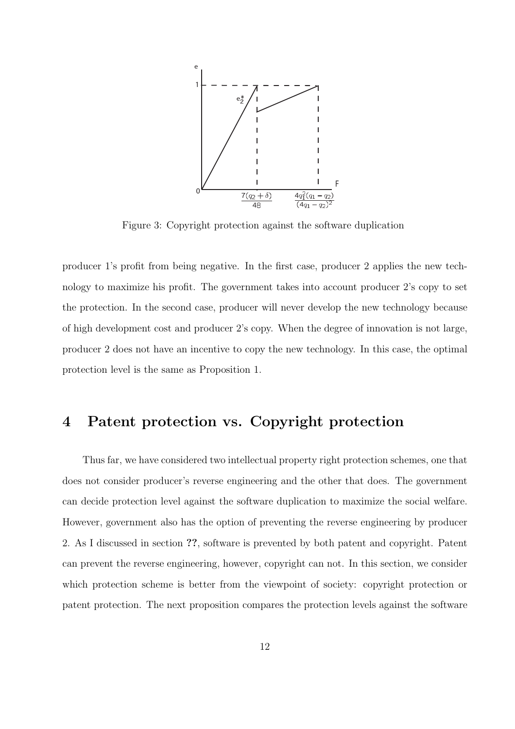Figure 3: Copyright protection against the software duplication

producer 1's profit from being negative. In the first case, producer 2 applies the new technology to maximize his profit. The government takes into account producer 2's copy to set the protection. In the second case, producer will never develop the new technology because of high development cost and producer 2's copy. When the degree of innovation is not large, producer 2 does not have an incentive to copy the new technology. In this case, the optimal protection level is the same as Proposition 1.

# 4 Patent protection vs. Copyright protection

Thus far, we have considered two intellectual property right protection schemes, one that does not consider producer's reverse engineering and the other that does. The government can decide protection level against the software duplication to maximize the social welfare. However, government also has the option of preventing the reverse engineering by producer 2. As I discussed in section **??**, software is prevented by both patent and copyright. Patent can prevent the reverse engineering, however, copyright can not. In this section, we consider which protection scheme is better from the viewpoint of society: copyright protection or patent protection. The next proposition compares the protection levels against the software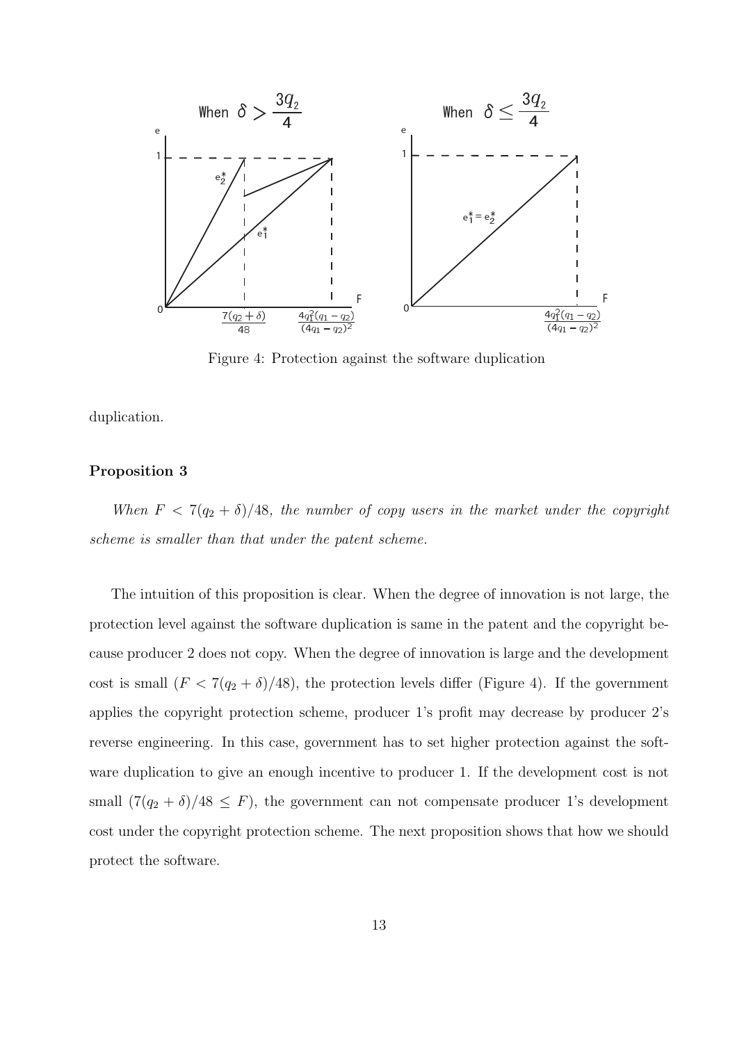Figure 4: Protection against the software duplication

duplication.

**Proposition 3**

*When $F < 7(q_2 + \delta)/48$, the number of copy users in the market under the copyright scheme is smaller than that under the patent scheme.*

The intuition of this proposition is clear. When the degree of innovation is not large, the protection level against the software duplication is same in the patent and the copyright because producer 2 does not copy. When the degree of innovation is large and the development cost is small ($F < 7(q_2 + \delta)/48$), the protection levels differ (Figure 4). If the government applies the copyright protection scheme, producer 1's profit may decrease by producer 2's reverse engineering. In this case, government has to set higher protection against the software duplication to give an enough incentive to producer 1. If the development cost is not small ($7(q_2 + \delta)/48 \leq F$), the government can not compensate producer 1's development cost under the copyright protection scheme. The next proposition shows that how we should protect the software.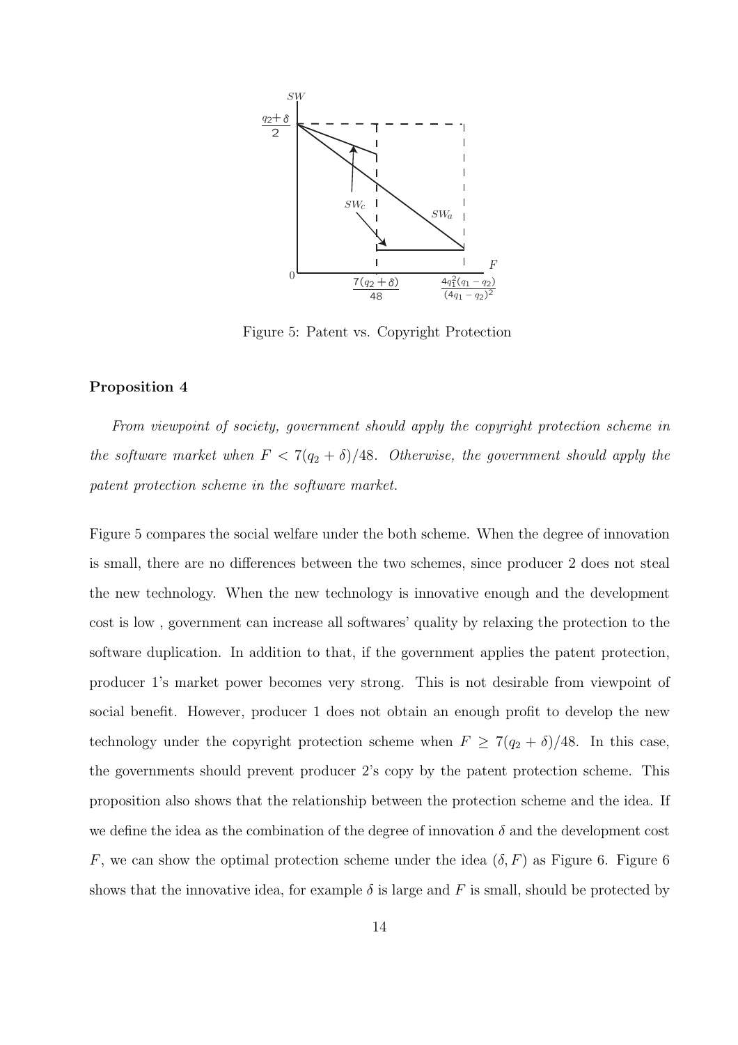Figure 5: Patent vs. Copyright Protection

**Proposition 4**

*From viewpoint of society, government should apply the copyright protection scheme in the software market when $F < 7(q_2 + \delta)/48$. Otherwise, the government should apply the patent protection scheme in the software market.*

Figure 5 compares the social welfare under the both scheme. When the degree of innovation is small, there are no differences between the two schemes, since producer 2 does not steal the new technology. When the new technology is innovative enough and the development cost is low , government can increase all softwares' quality by relaxing the protection to the software duplication. In addition to that, if the government applies the patent protection, producer 1's market power becomes very strong. This is not desirable from viewpoint of social benefit. However, producer 1 does not obtain an enough profit to develop the new technology under the copyright protection scheme when $F \geq 7(q_2 + \delta)/48$. In this case, the governments should prevent producer 2's copy by the patent protection scheme. This proposition also shows that the relationship between the protection scheme and the idea. If we define the idea as the combination of the degree of innovation $\delta$ and the development cost $F$, we can show the optimal protection scheme under the idea $(\delta, F)$ as Figure 6. Figure 6 shows that the innovative idea, for example $\delta$ is large and $F$ is small, should be protected by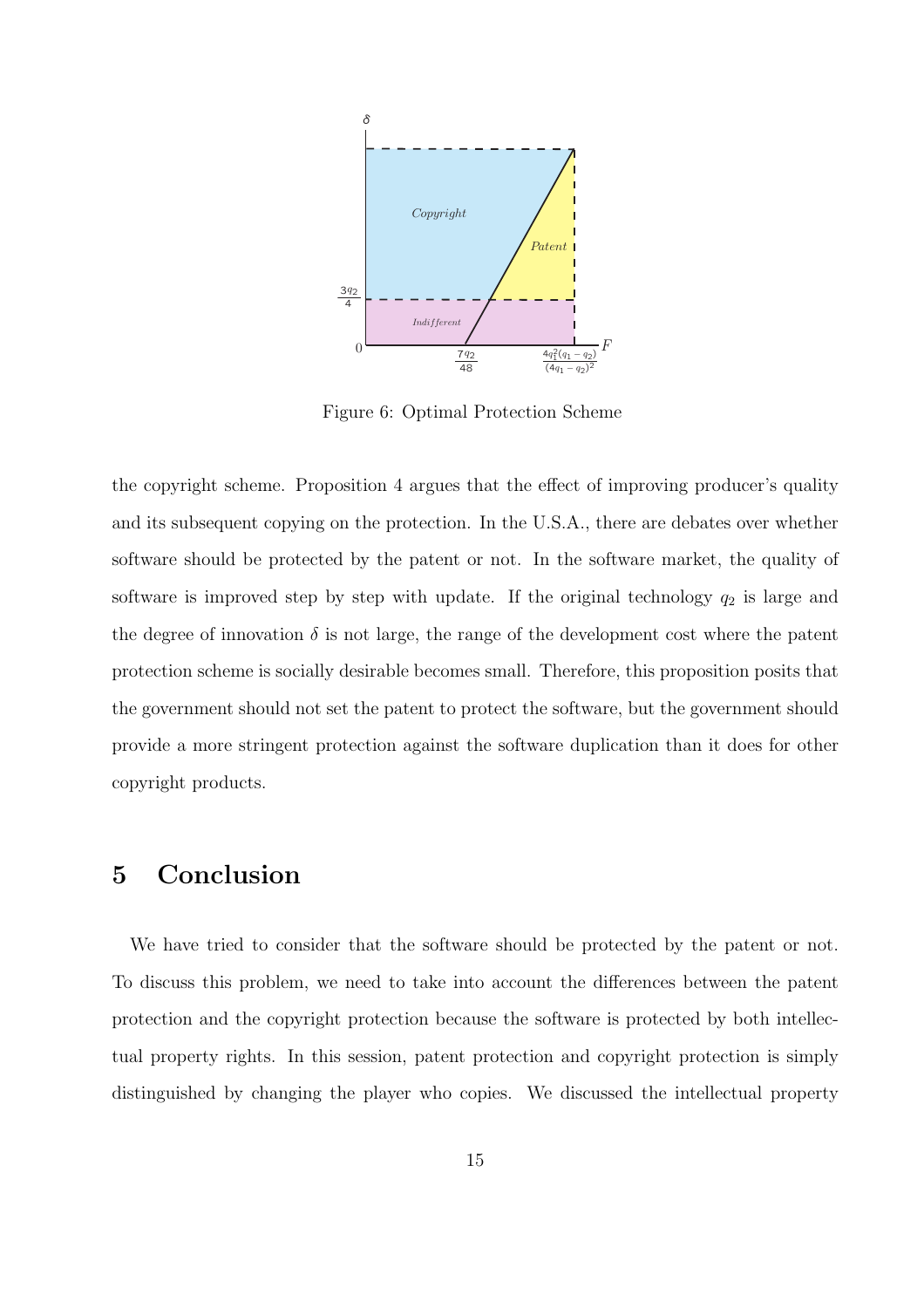Figure 6: Optimal Protection Scheme

the copyright scheme. Proposition 4 argues that the effect of improving producer's quality and its subsequent copying on the protection. In the U.S.A., there are debates over whether software should be protected by the patent or not. In the software market, the quality of software is improved step by step with update. If the original technology $q_2$ is large and the degree of innovation $\delta$ is not large, the range of the development cost where the patent protection scheme is socially desirable becomes small. Therefore, this proposition posits that the government should not set the patent to protect the software, but the government should provide a more stringent protection against the software duplication than it does for other copyright products.

## 5 Conclusion

We have tried to consider that the software should be protected by the patent or not. To discuss this problem, we need to take into account the differences between the patent protection and the copyright protection because the software is protected by both intellectual property rights. In this session, patent protection and copyright protection is simply distinguished by changing the player who copies. We discussed the intellectual property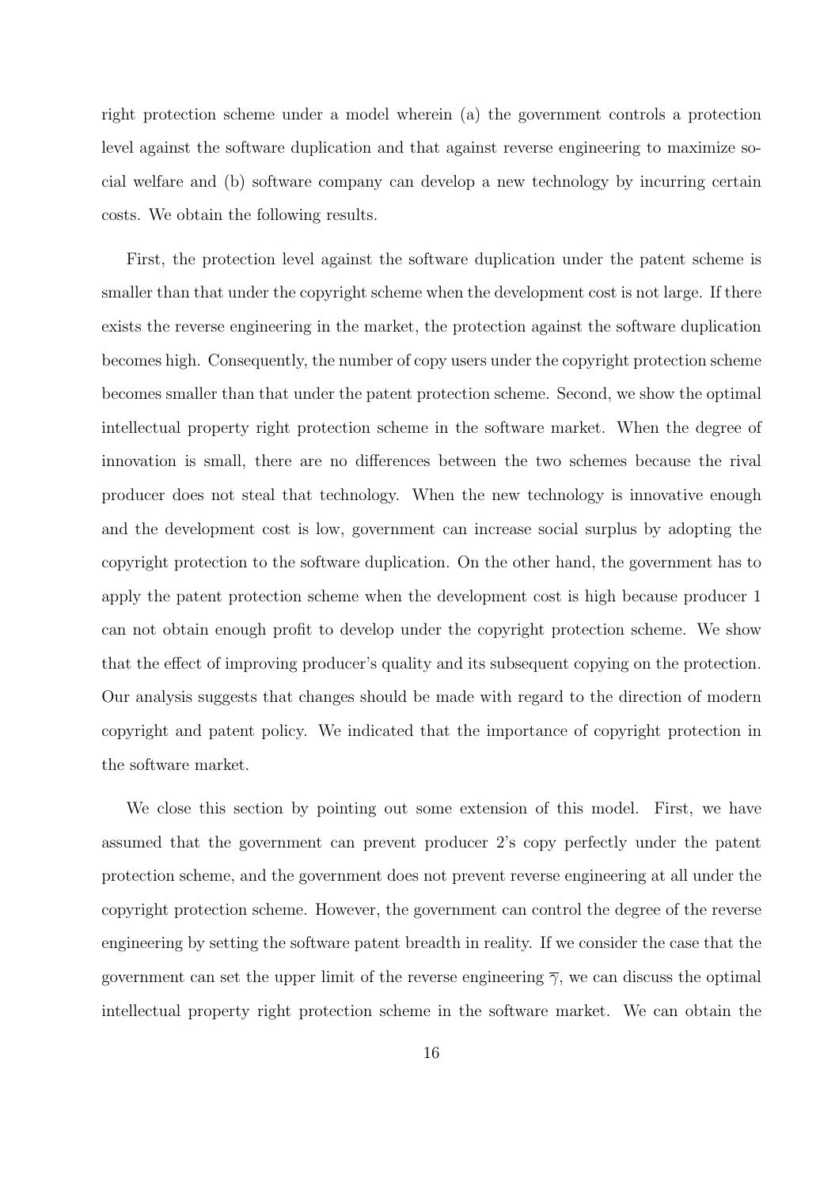right protection scheme under a model wherein (a) the government controls a protection level against the software duplication and that against reverse engineering to maximize social welfare and (b) software company can develop a new technology by incurring certain costs. We obtain the following results.

First, the protection level against the software duplication under the patent scheme is smaller than that under the copyright scheme when the development cost is not large. If there exists the reverse engineering in the market, the protection against the software duplication becomes high. Consequently, the number of copy users under the copyright protection scheme becomes smaller than that under the patent protection scheme. Second, we show the optimal intellectual property right protection scheme in the software market. When the degree of innovation is small, there are no differences between the two schemes because the rival producer does not steal that technology. When the new technology is innovative enough and the development cost is low, government can increase social surplus by adopting the copyright protection to the software duplication. On the other hand, the government has to apply the patent protection scheme when the development cost is high because producer 1 can not obtain enough profit to develop under the copyright protection scheme. We show that the effect of improving producer's quality and its subsequent copying on the protection. Our analysis suggests that changes should be made with regard to the direction of modern copyright and patent policy. We indicated that the importance of copyright protection in the software market.

We close this section by pointing out some extension of this model. First, we have assumed that the government can prevent producer 2's copy perfectly under the patent protection scheme, and the government does not prevent reverse engineering at all under the copyright protection scheme. However, the government can control the degree of the reverse engineering by setting the software patent breadth in reality. If we consider the case that the government can set the upper limit of the reverse engineering $\overline{\gamma}$, we can discuss the optimal intellectual property right protection scheme in the software market. We can obtain the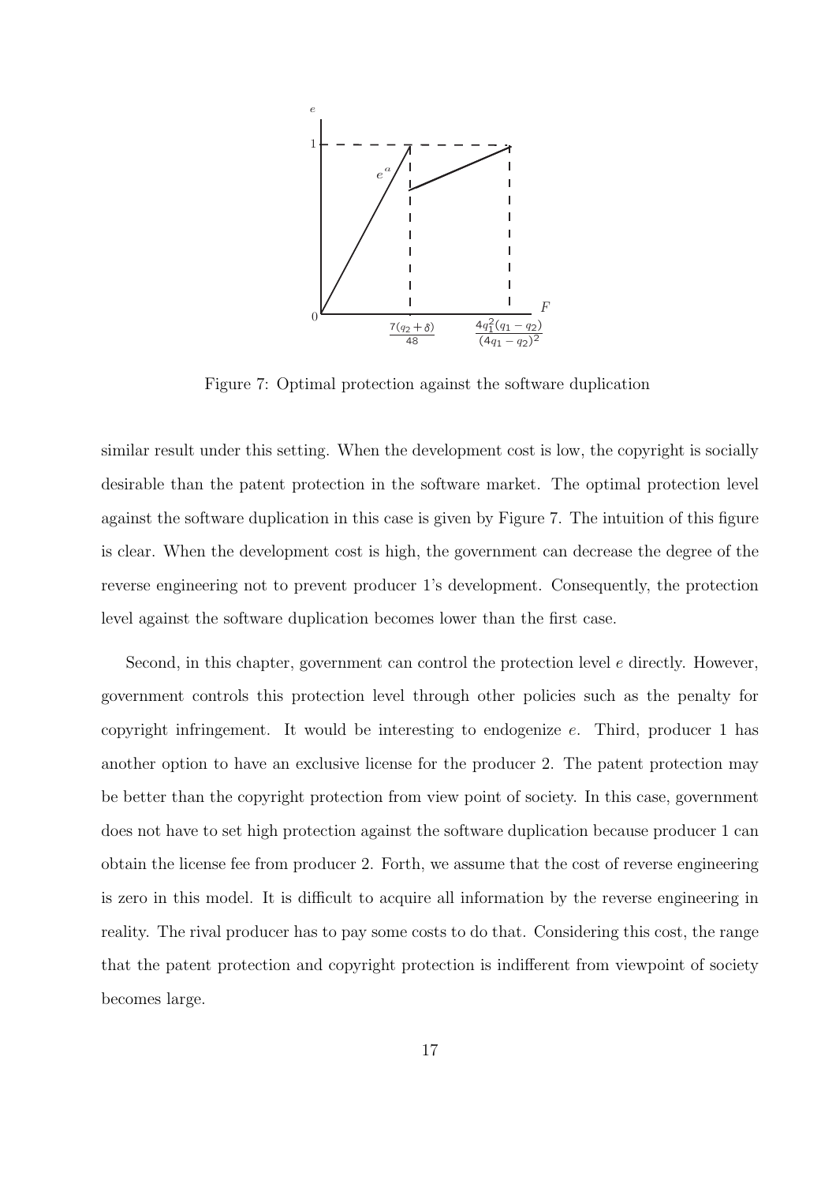Figure 7: Optimal protection against the software duplication

similar result under this setting. When the development cost is low, the copyright is socially desirable than the patent protection in the software market. The optimal protection level against the software duplication in this case is given by Figure 7. The intuition of this figure is clear. When the development cost is high, the government can decrease the degree of the reverse engineering not to prevent producer 1's development. Consequently, the protection level against the software duplication becomes lower than the first case.

Second, in this chapter, government can control the protection level $e$ directly. However, government controls this protection level through other policies such as the penalty for copyright infringement. It would be interesting to endogenize $e$. Third, producer 1 has another option to have an exclusive license for the producer 2. The patent protection may be better than the copyright protection from view point of society. In this case, government does not have to set high protection against the software duplication because producer 1 can obtain the license fee from producer 2. Forth, we assume that the cost of reverse engineering is zero in this model. It is difficult to acquire all information by the reverse engineering in reality. The rival producer has to pay some costs to do that. Considering this cost, the range that the patent protection and copyright protection is indifferent from viewpoint of society becomes large.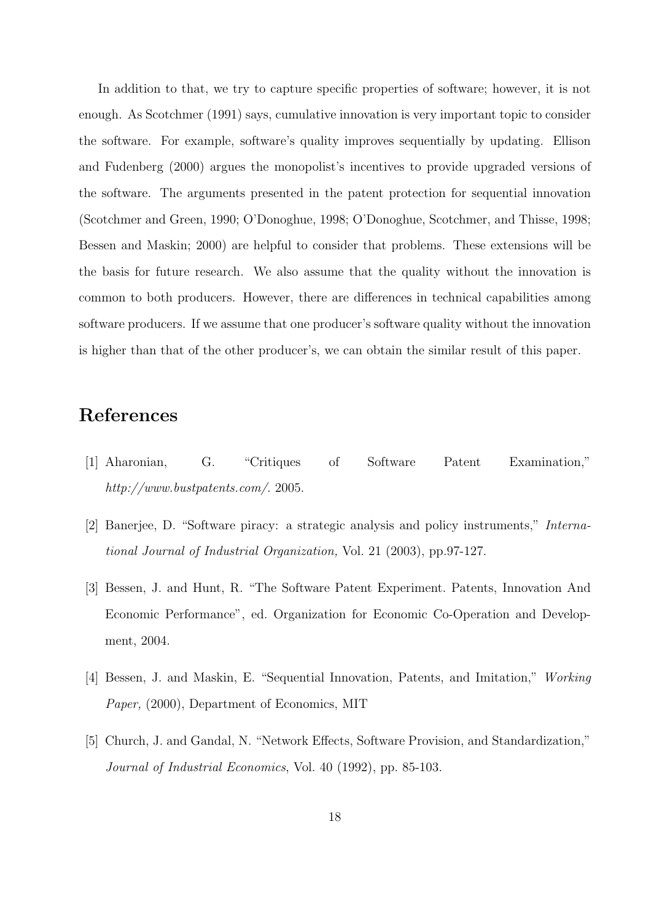In addition to that, we try to capture specific properties of software; however, it is not enough. As Scotchmer (1991) says, cumulative innovation is very important topic to consider the software. For example, software's quality improves sequentially by updating. Ellison and Fudenberg (2000) argues the monopolist's incentives to provide upgraded versions of the software. The arguments presented in the patent protection for sequential innovation (Scotchmer and Green, 1990; O'Donoghue, 1998; O'Donoghue, Scotchmer, and Thisse, 1998; Bessen and Maskin; 2000) are helpful to consider that problems. These extensions will be the basis for future research. We also assume that the quality without the innovation is common to both producers. However, there are differences in technical capabilities among software producers. If we assume that one producer's software quality without the innovation is higher than that of the other producer's, we can obtain the similar result of this paper.

# References

[1] Aharonian, G. "Critiques of Software Patent Examination," *http://www.bustpatents.com/*. 2005.

[2] Banerjee, D. "Software piracy: a strategic analysis and policy instruments," *International Journal of Industrial Organization,* Vol. 21 (2003), pp.97-127.

[3] Bessen, J. and Hunt, R. "The Software Patent Experiment. Patents, Innovation And Economic Performance", ed. Organization for Economic Co-Operation and Development, 2004.

[4] Bessen, J. and Maskin, E. "Sequential Innovation, Patents, and Imitation," *Working Paper,* (2000), Department of Economics, MIT

[5] Church, J. and Gandal, N. "Network Effects, Software Provision, and Standardization," *Journal of Industrial Economics*, Vol. 40 (1992), pp. 85-103.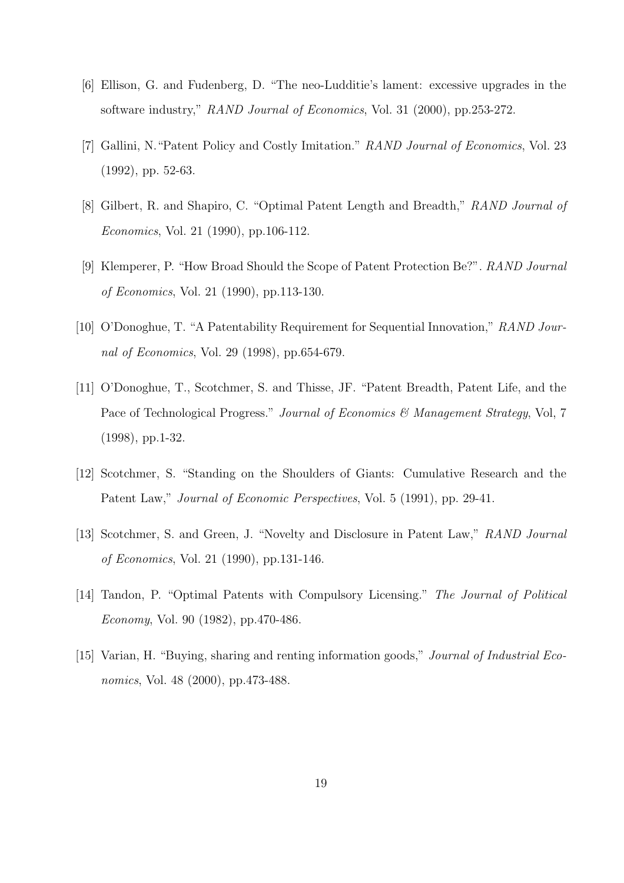[6] Ellison, G. and Fudenberg, D. "The neo-Ludditie's lament: excessive upgrades in the software industry," *RAND Journal of Economics*, Vol. 31 (2000), pp.253-272.

[7] Gallini, N."Patent Policy and Costly Imitation." *RAND Journal of Economics*, Vol. 23 (1992), pp. 52-63.

[8] Gilbert, R. and Shapiro, C. "Optimal Patent Length and Breadth," *RAND Journal of Economics*, Vol. 21 (1990), pp.106-112.

[9] Klemperer, P. "How Broad Should the Scope of Patent Protection Be?". *RAND Journal of Economics*, Vol. 21 (1990), pp.113-130.

[10] O'Donoghue, T. "A Patentability Requirement for Sequential Innovation," *RAND Journal of Economics*, Vol. 29 (1998), pp.654-679.

[11] O'Donoghue, T., Scotchmer, S. and Thisse, JF. "Patent Breadth, Patent Life, and the Pace of Technological Progress." *Journal of Economics & Management Strategy*, Vol, 7 (1998), pp.1-32.

[12] Scotchmer, S. "Standing on the Shoulders of Giants: Cumulative Research and the Patent Law," *Journal of Economic Perspectives*, Vol. 5 (1991), pp. 29-41.

[13] Scotchmer, S. and Green, J. "Novelty and Disclosure in Patent Law," *RAND Journal of Economics*, Vol. 21 (1990), pp.131-146.

[14] Tandon, P. "Optimal Patents with Compulsory Licensing." *The Journal of Political Economy*, Vol. 90 (1982), pp.470-486.

[15] Varian, H. "Buying, sharing and renting information goods," *Journal of Industrial Economics*, Vol. 48 (2000), pp.473-488.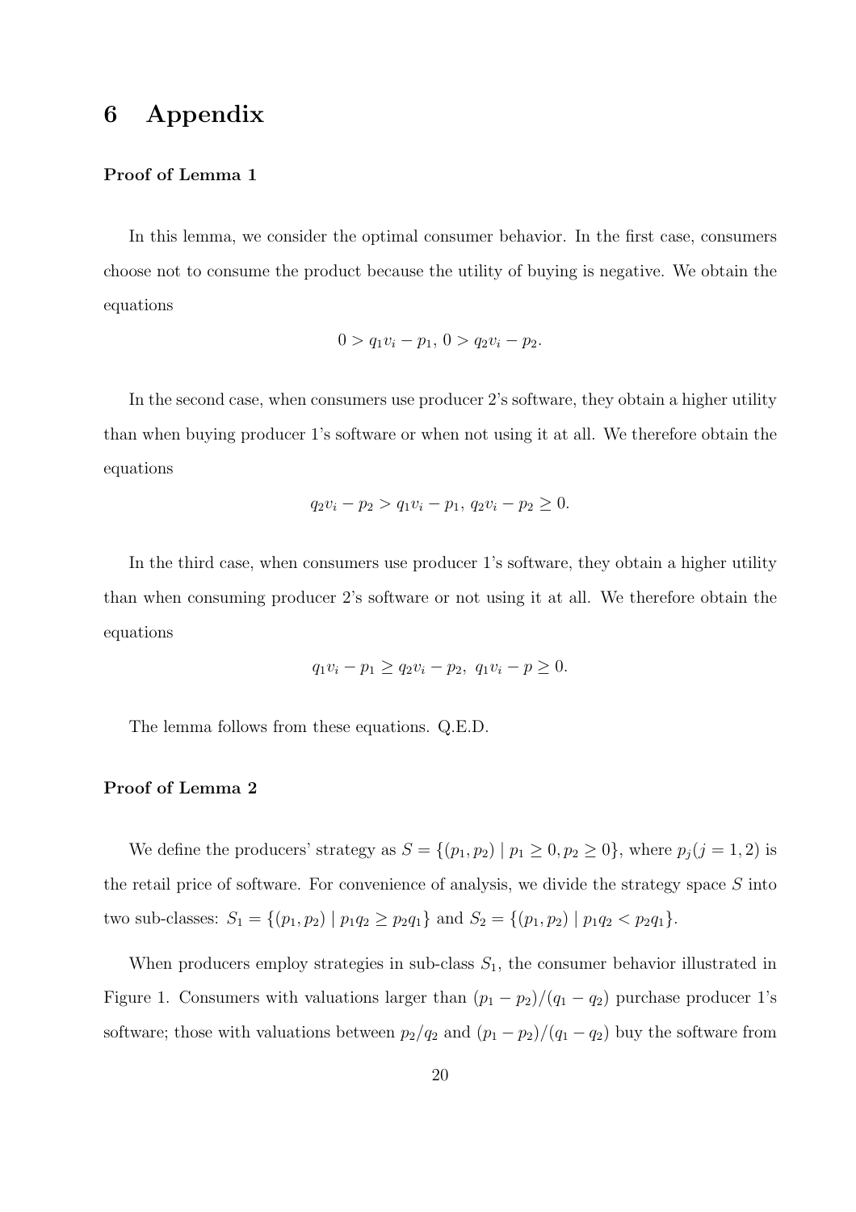# 6 Appendix

**Proof of Lemma 1**

In this lemma, we consider the optimal consumer behavior. In the first case, consumers choose not to consume the product because the utility of buying is negative. We obtain the equations

$$0 > q_1 v_i - p_1,\ 0 > q_2 v_i - p_2.$$

In the second case, when consumers use producer 2's software, they obtain a higher utility than when buying producer 1's software or when not using it at all. We therefore obtain the equations

$$q_2 v_i - p_2 > q_1 v_i - p_1,\ q_2 v_i - p_2 \geq 0.$$

In the third case, when consumers use producer 1's software, they obtain a higher utility than when consuming producer 2's software or not using it at all. We therefore obtain the equations

$$q_1 v_i - p_1 \geq q_2 v_i - p_2,\ \ q_1 v_i - p \geq 0.$$

The lemma follows from these equations. Q.E.D.

**Proof of Lemma 2**

We define the producers' strategy as $S = \{(p_1, p_2) \mid p_1 \geq 0, p_2 \geq 0\}$, where $p_j (j = 1, 2)$ is the retail price of software. For convenience of analysis, we divide the strategy space $S$ into two sub-classes: $S_1 = \{(p_1, p_2) \mid p_1 q_2 \geq p_2 q_1\}$ and $S_2 = \{(p_1, p_2) \mid p_1 q_2 < p_2 q_1\}$.

When producers employ strategies in sub-class $S_1$, the consumer behavior illustrated in Figure 1. Consumers with valuations larger than $(p_1 - p_2)/(q_1 - q_2)$ purchase producer 1's software; those with valuations between $p_2/q_2$ and $(p_1 - p_2)/(q_1 - q_2)$ buy the software from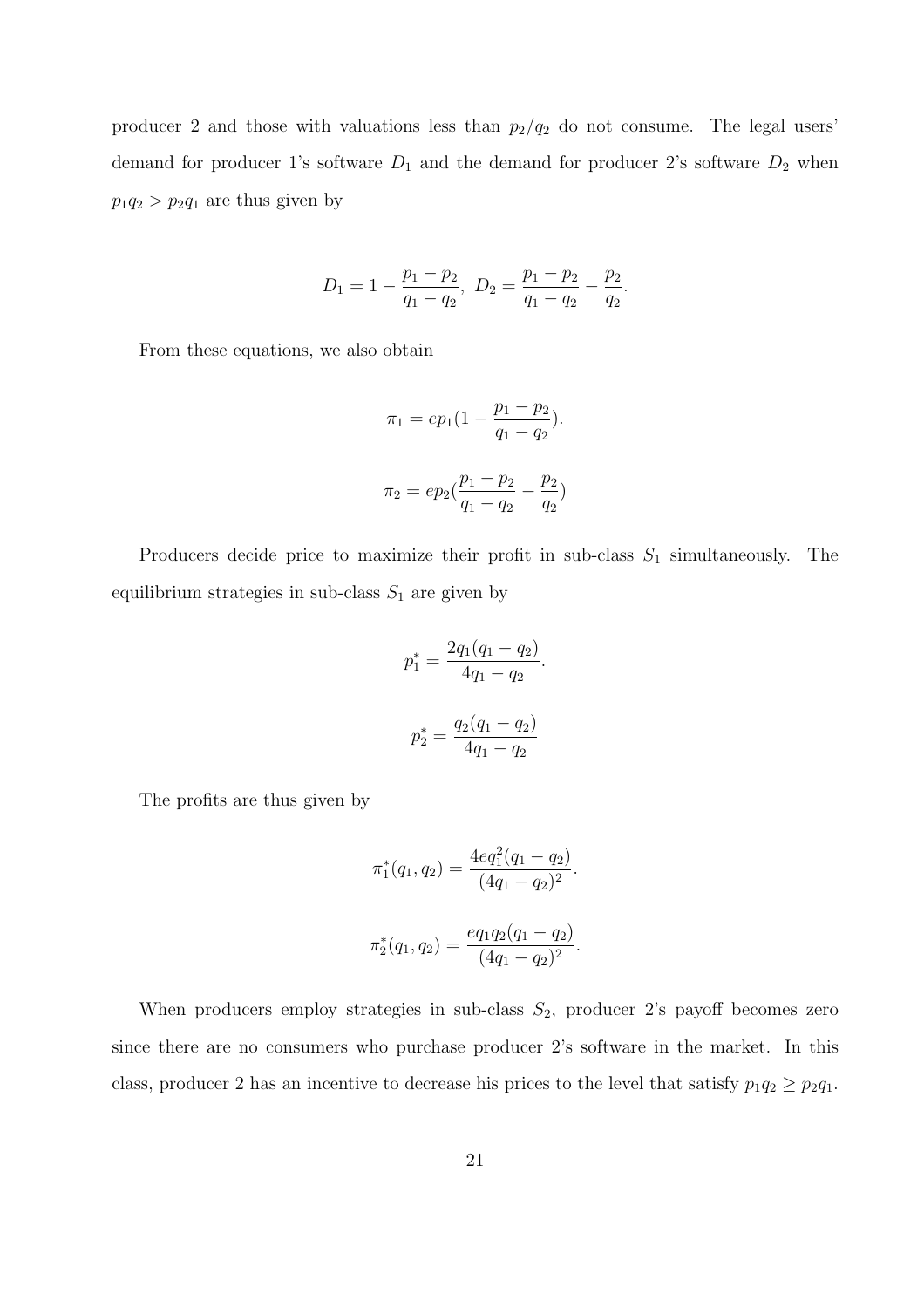producer 2 and those with valuations less than $p_2/q_2$ do not consume. The legal users' demand for producer 1's software $D_1$ and the demand for producer 2's software $D_2$ when $p_1q_2 > p_2q_1$ are thus given by

$$D_1 = 1 - \frac{p_1 - p_2}{q_1 - q_2},\ D_2 = \frac{p_1 - p_2}{q_1 - q_2} - \frac{p_2}{q_2}.$$

From these equations, we also obtain

$$\pi_1 = ep_1(1 - \frac{p_1 - p_2}{q_1 - q_2}).$$

$$\pi_2 = ep_2(\frac{p_1 - p_2}{q_1 - q_2} - \frac{p_2}{q_2})$$

Producers decide price to maximize their profit in sub-class $S_1$ simultaneously. The equilibrium strategies in sub-class $S_1$ are given by

$$p_1^* = \frac{2q_1(q_1 - q_2)}{4q_1 - q_2}.$$

$$p_2^* = \frac{q_2(q_1 - q_2)}{4q_1 - q_2}$$

The profits are thus given by

$$\pi_1^*(q_1, q_2) = \frac{4eq_1^2(q_1 - q_2)}{(4q_1 - q_2)^2}.$$

$$\pi_2^*(q_1, q_2) = \frac{eq_1q_2(q_1 - q_2)}{(4q_1 - q_2)^2}.$$

When producers employ strategies in sub-class $S_2$, producer 2's payoff becomes zero since there are no consumers who purchase producer 2's software in the market. In this class, producer 2 has an incentive to decrease his prices to the level that satisfy $p_1q_2 \geq p_2q_1$.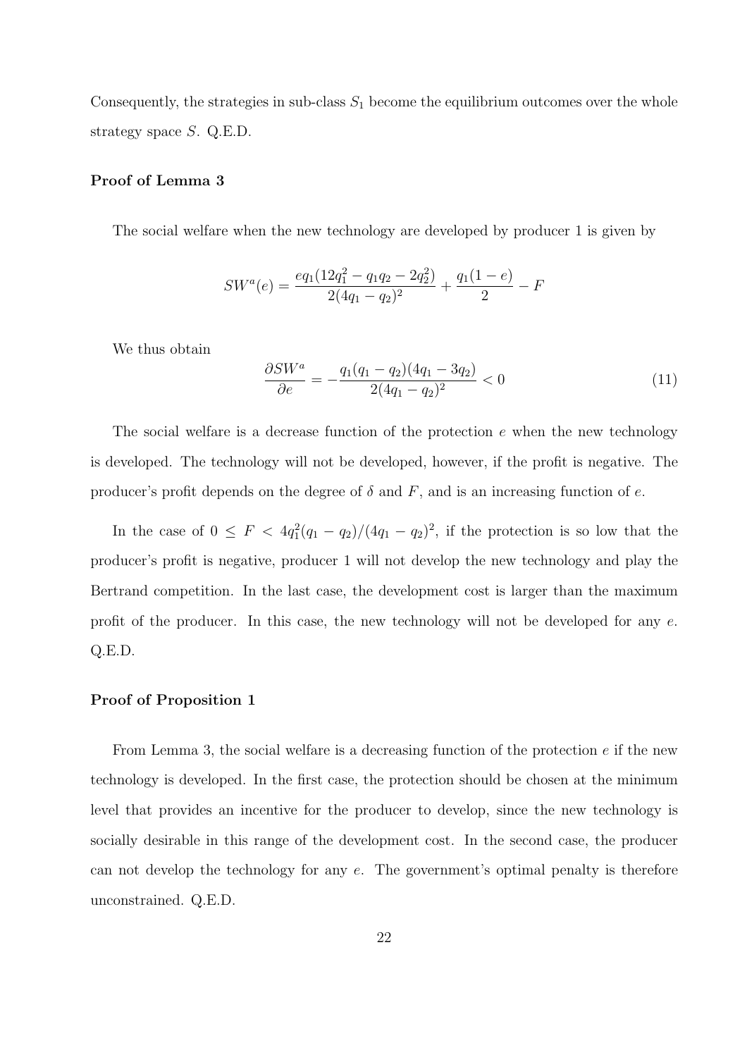Consequently, the strategies in sub-class $S_1$ become the equilibrium outcomes over the whole strategy space $S$. Q.E.D.

**Proof of Lemma 3**

The social welfare when the new technology are developed by producer 1 is given by

$$SW^a(e) = \frac{eq_1(12q_1^2 - q_1q_2 - 2q_2^2)}{2(4q_1 - q_2)^2} + \frac{q_1(1-e)}{2} - F$$

We thus obtain

$$\frac{\partial SW^a}{\partial e} = -\frac{q_1(q_1 - q_2)(4q_1 - 3q_2)}{2(4q_1 - q_2)^2} < 0 \tag{11}$$

The social welfare is a decrease function of the protection $e$ when the new technology is developed. The technology will not be developed, however, if the profit is negative. The producer's profit depends on the degree of $\delta$ and $F$, and is an increasing function of $e$.

In the case of $0 \leq F < 4q_1^2(q_1 - q_2)/(4q_1 - q_2)^2$, if the protection is so low that the producer's profit is negative, producer 1 will not develop the new technology and play the Bertrand competition. In the last case, the development cost is larger than the maximum profit of the producer. In this case, the new technology will not be developed for any $e$. Q.E.D.

**Proof of Proposition 1**

From Lemma 3, the social welfare is a decreasing function of the protection $e$ if the new technology is developed. In the first case, the protection should be chosen at the minimum level that provides an incentive for the producer to develop, since the new technology is socially desirable in this range of the development cost. In the second case, the producer can not develop the technology for any $e$. The government's optimal penalty is therefore unconstrained. Q.E.D.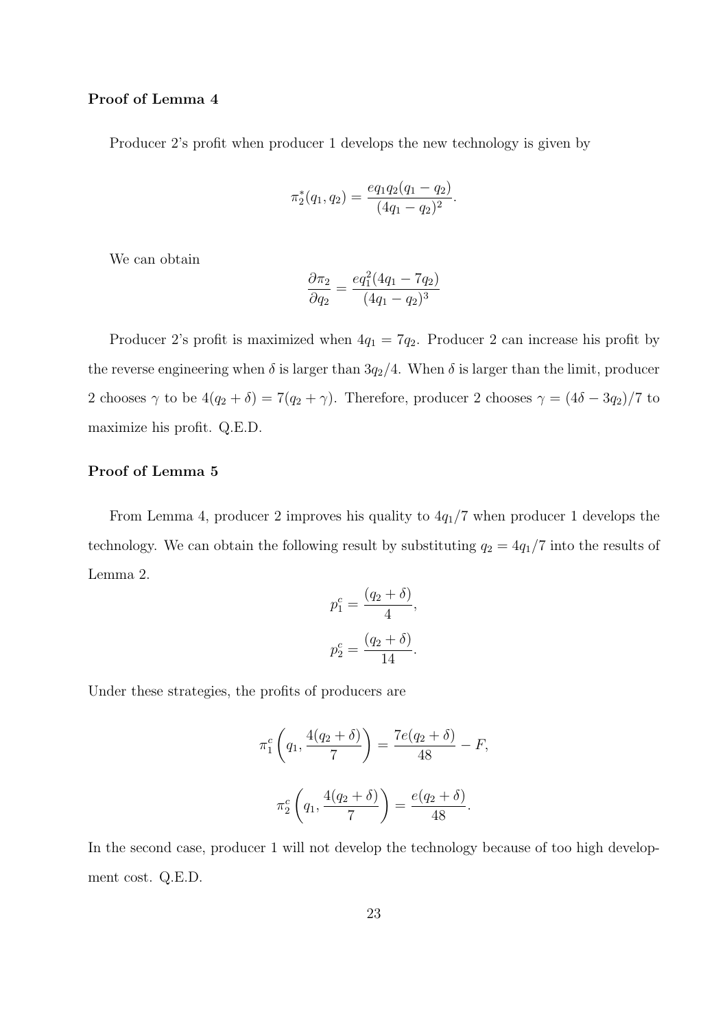**Proof of Lemma 4**

Producer 2's profit when producer 1 develops the new technology is given by

$$\pi_2^*(q_1, q_2) = \frac{eq_1q_2(q_1 - q_2)}{(4q_1 - q_2)^2}.$$

We can obtain

$$\frac{\partial \pi_2}{\partial q_2} = \frac{eq_1^2(4q_1 - 7q_2)}{(4q_1 - q_2)^3}$$

Producer 2's profit is maximized when $4q_1 = 7q_2$. Producer 2 can increase his profit by the reverse engineering when $\delta$ is larger than $3q_2/4$. When $\delta$ is larger than the limit, producer 2 chooses $\gamma$ to be $4(q_2 + \delta) = 7(q_2 + \gamma)$. Therefore, producer 2 chooses $\gamma = (4\delta - 3q_2)/7$ to maximize his profit. Q.E.D.

**Proof of Lemma 5**

From Lemma 4, producer 2 improves his quality to $4q_1/7$ when producer 1 develops the technology. We can obtain the following result by substituting $q_2 = 4q_1/7$ into the results of Lemma 2.

$$p_1^c = \frac{(q_2 + \delta)}{4},$$

$$p_2^c = \frac{(q_2 + \delta)}{14}.$$

Under these strategies, the profits of producers are

$$\pi_1^c\left(q_1, \frac{4(q_2 + \delta)}{7}\right) = \frac{7e(q_2 + \delta)}{48} - F,$$

$$\pi_2^c\left(q_1, \frac{4(q_2 + \delta)}{7}\right) = \frac{e(q_2 + \delta)}{48}.$$

In the second case, producer 1 will not develop the technology because of too high development cost. Q.E.D.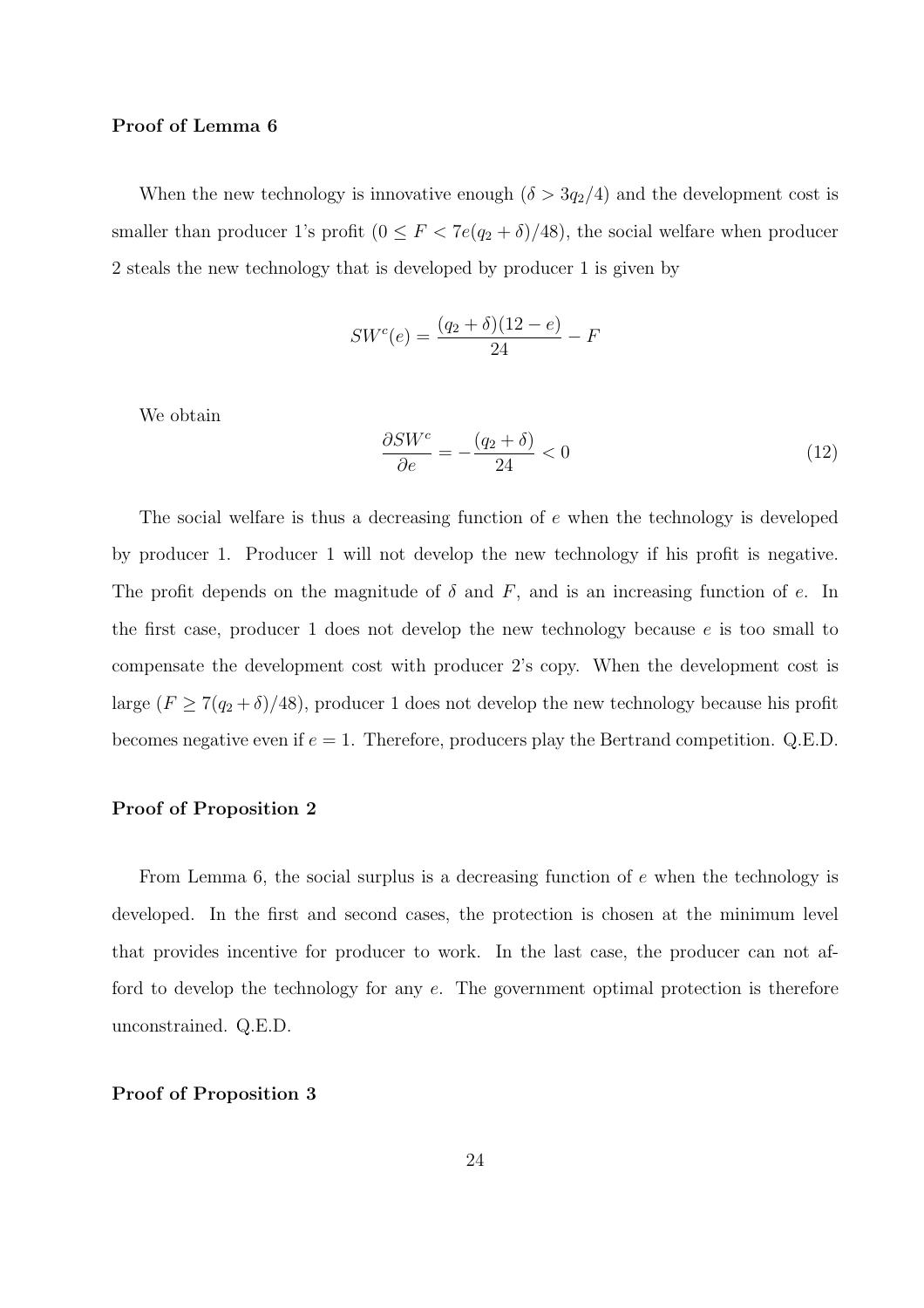**Proof of Lemma 6**

When the new technology is innovative enough ($\delta > 3q_2/4$) and the development cost is smaller than producer 1's profit ($0 \leq F < 7e(q_2 + \delta)/48$), the social welfare when producer 2 steals the new technology that is developed by producer 1 is given by

$$SW^c(e) = \frac{(q_2 + \delta)(12 - e)}{24} - F$$

We obtain

$$\frac{\partial SW^c}{\partial e} = -\frac{(q_2 + \delta)}{24} < 0 \tag{12}$$

The social welfare is thus a decreasing function of $e$ when the technology is developed by producer 1. Producer 1 will not develop the new technology if his profit is negative. The profit depends on the magnitude of $\delta$ and $F$, and is an increasing function of $e$. In the first case, producer 1 does not develop the new technology because $e$ is too small to compensate the development cost with producer 2's copy. When the development cost is large ($F \geq 7(q_2 + \delta)/48$), producer 1 does not develop the new technology because his profit becomes negative even if $e = 1$. Therefore, producers play the Bertrand competition. Q.E.D.

**Proof of Proposition 2**

From Lemma 6, the social surplus is a decreasing function of $e$ when the technology is developed. In the first and second cases, the protection is chosen at the minimum level that provides incentive for producer to work. In the last case, the producer can not afford to develop the technology for any $e$. The government optimal protection is therefore unconstrained. Q.E.D.

**Proof of Proposition 3**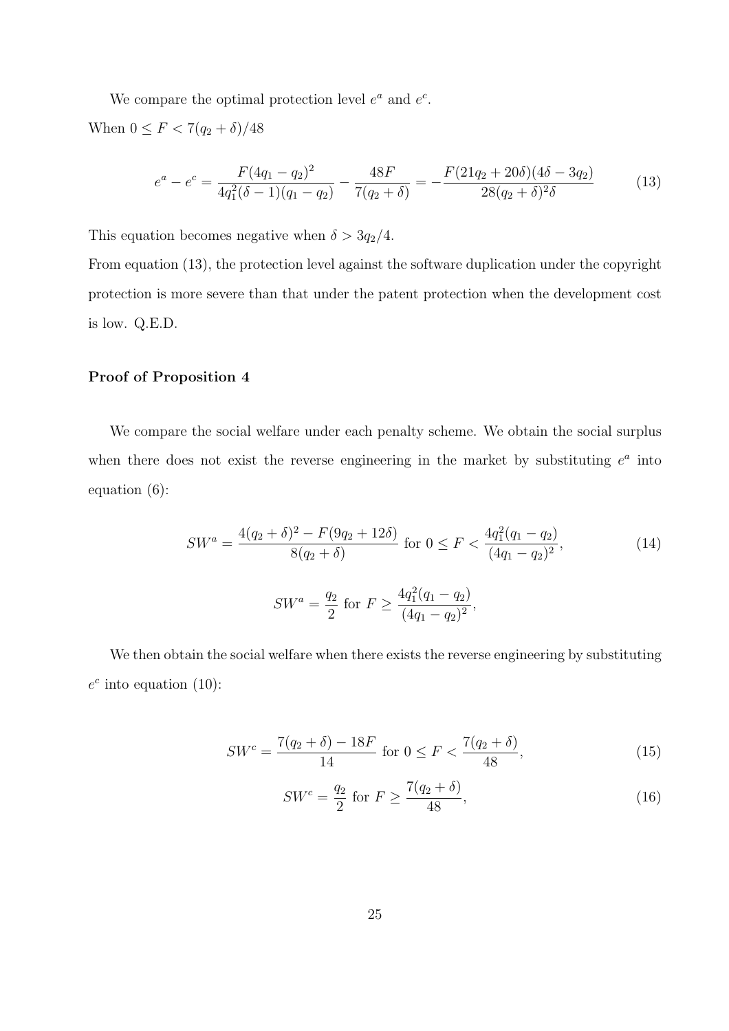We compare the optimal protection level $e^a$ and $e^c$.

When $0 \leq F < 7(q_2 + \delta)/48$

$$e^a - e^c = \frac{F(4q_1 - q_2)^2}{4q_1^2(\delta - 1)(q_1 - q_2)} - \frac{48F}{7(q_2 + \delta)} = -\frac{F(21q_2 + 20\delta)(4\delta - 3q_2)}{28(q_2 + \delta)^2 \delta} \tag{13}$$

This equation becomes negative when $\delta > 3q_2/4$.

From equation (13), the protection level against the software duplication under the copyright protection is more severe than that under the patent protection when the development cost is low. Q.E.D.

**Proof of Proposition 4**

We compare the social welfare under each penalty scheme. We obtain the social surplus when there does not exist the reverse engineering in the market by substituting $e^a$ into equation (6):

$$SW^a = \frac{4(q_2 + \delta)^2 - F(9q_2 + 12\delta)}{8(q_2 + \delta)} \text{ for } 0 \leq F < \frac{4q_1^2(q_1 - q_2)}{(4q_1 - q_2)^2}, \tag{14}$$

$$SW^a = \frac{q_2}{2} \text{ for } F \geq \frac{4q_1^2(q_1 - q_2)}{(4q_1 - q_2)^2},$$

We then obtain the social welfare when there exists the reverse engineering by substituting $e^c$ into equation (10):

$$SW^c = \frac{7(q_2 + \delta) - 18F}{14} \text{ for } 0 \leq F < \frac{7(q_2 + \delta)}{48}, \tag{15}$$

$$SW^c = \frac{q_2}{2} \text{ for } F \geq \frac{7(q_2 + \delta)}{48}, \tag{16}$$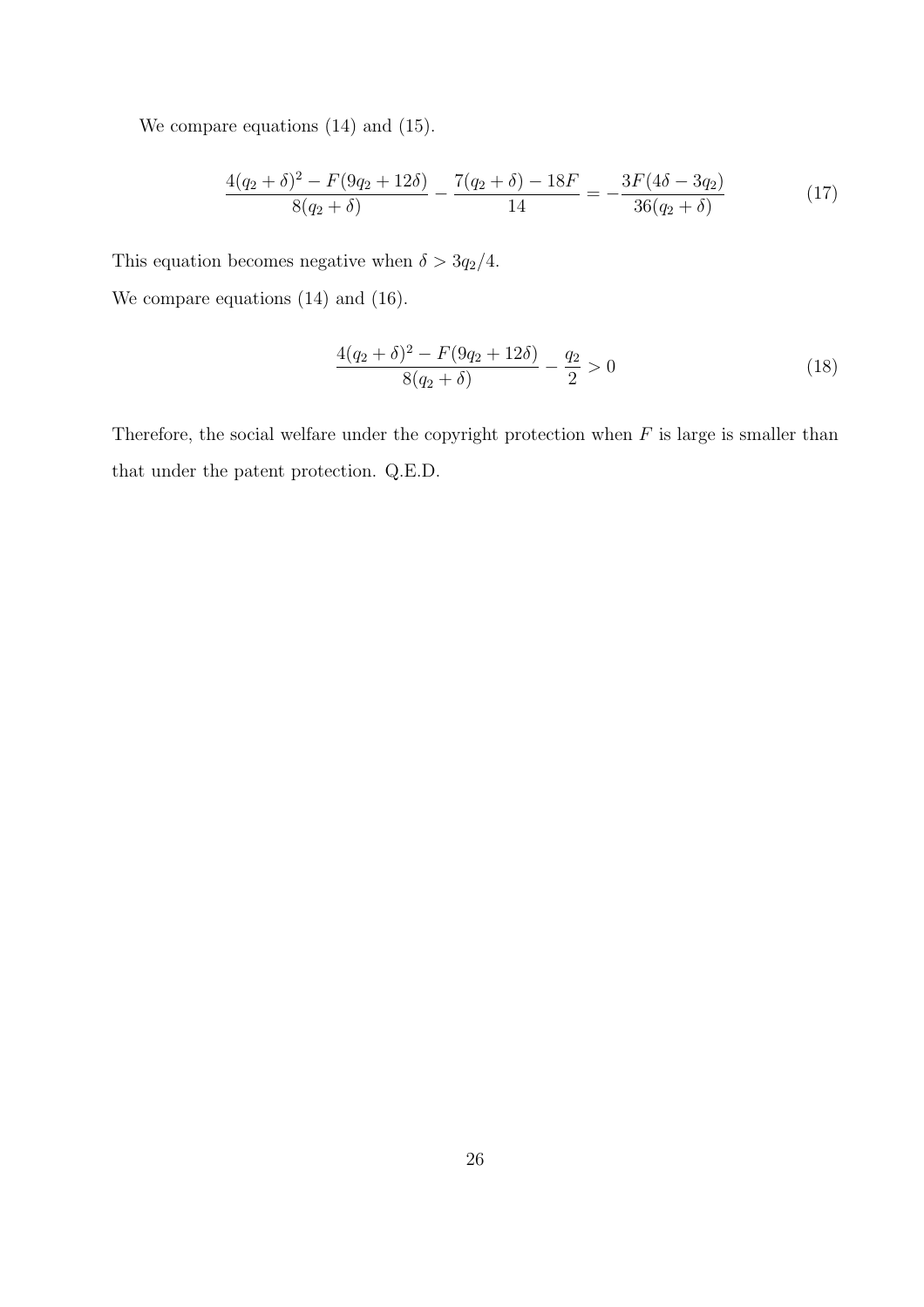We compare equations (14) and (15).

$$\frac{4(q_2+\delta)^2 - F(9q_2+12\delta)}{8(q_2+\delta)} - \frac{7(q_2+\delta) - 18F}{14} = -\frac{3F(4\delta - 3q_2)}{36(q_2+\delta)} \tag{17}$$

This equation becomes negative when $\delta > 3q_2/4$.

We compare equations (14) and (16).

$$\frac{4(q_2+\delta)^2 - F(9q_2+12\delta)}{8(q_2+\delta)} - \frac{q_2}{2} > 0 \tag{18}$$

Therefore, the social welfare under the copyright protection when $F$ is large is smaller than that under the patent protection. Q.E.D.